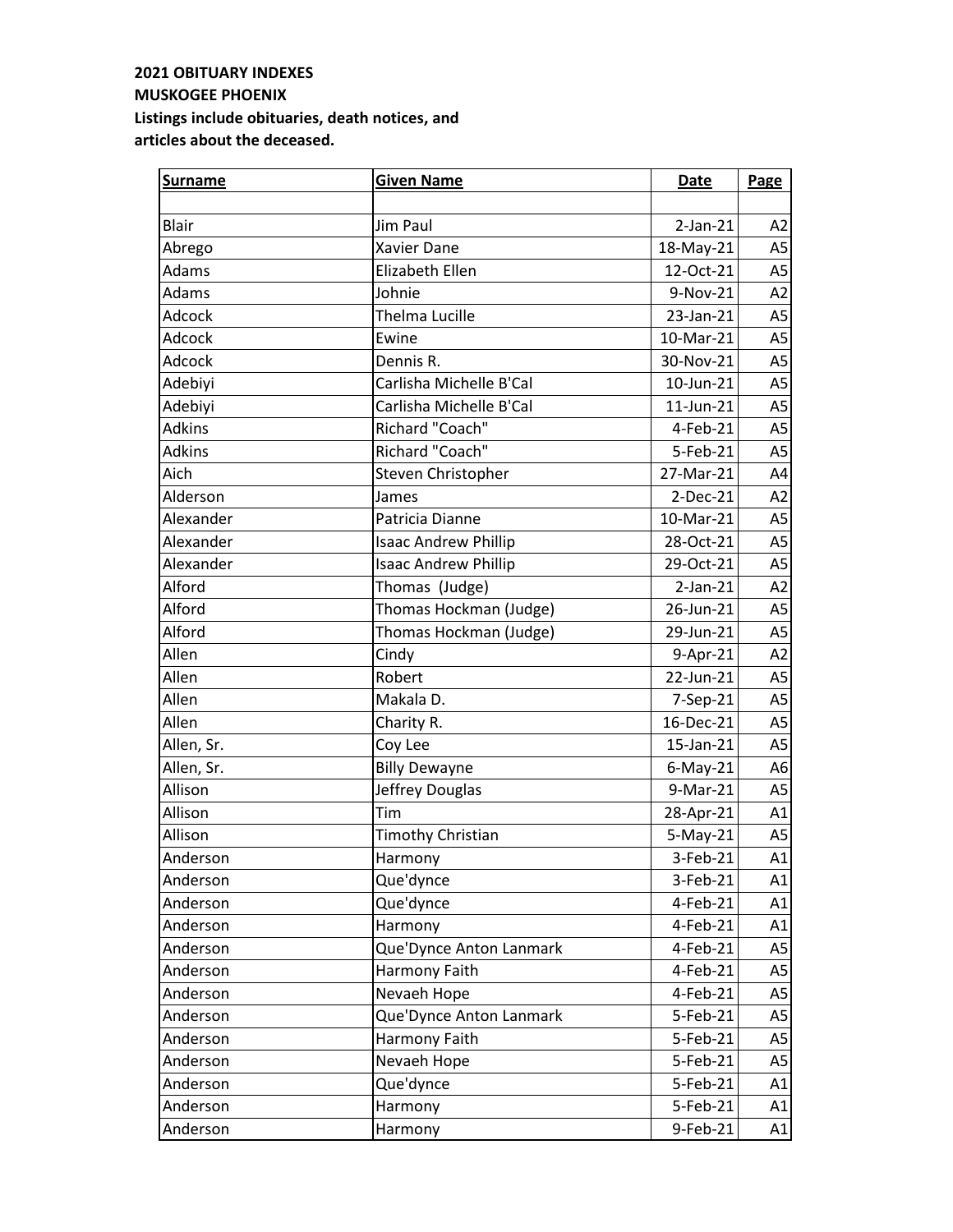**2021 OBITUARY INDEXES**
**MUSKOGEE PHOENIX**
**Listings include obituaries, death notices, and articles about the deceased.**

| Surname | Given Name | Date | Page |
|---|---|---|---|
| | | | |
| Blair | Jim Paul | 2-Jan-21 | A2 |
| Abrego | Xavier Dane | 18-May-21 | A5 |
| Adams | Elizabeth Ellen | 12-Oct-21 | A5 |
| Adams | Johnie | 9-Nov-21 | A2 |
| Adcock | Thelma Lucille | 23-Jan-21 | A5 |
| Adcock | Ewine | 10-Mar-21 | A5 |
| Adcock | Dennis R. | 30-Nov-21 | A5 |
| Adebiyi | Carlisha Michelle B'Cal | 10-Jun-21 | A5 |
| Adebiyi | Carlisha Michelle B'Cal | 11-Jun-21 | A5 |
| Adkins | Richard "Coach" | 4-Feb-21 | A5 |
| Adkins | Richard "Coach" | 5-Feb-21 | A5 |
| Aich | Steven Christopher | 27-Mar-21 | A4 |
| Alderson | James | 2-Dec-21 | A2 |
| Alexander | Patricia Dianne | 10-Mar-21 | A5 |
| Alexander | Isaac Andrew Phillip | 28-Oct-21 | A5 |
| Alexander | Isaac Andrew Phillip | 29-Oct-21 | A5 |
| Alford | Thomas (Judge) | 2-Jan-21 | A2 |
| Alford | Thomas Hockman (Judge) | 26-Jun-21 | A5 |
| Alford | Thomas Hockman (Judge) | 29-Jun-21 | A5 |
| Allen | Cindy | 9-Apr-21 | A2 |
| Allen | Robert | 22-Jun-21 | A5 |
| Allen | Makala D. | 7-Sep-21 | A5 |
| Allen | Charity R. | 16-Dec-21 | A5 |
| Allen, Sr. | Coy Lee | 15-Jan-21 | A5 |
| Allen, Sr. | Billy Dewayne | 6-May-21 | A6 |
| Allison | Jeffrey Douglas | 9-Mar-21 | A5 |
| Allison | Tim | 28-Apr-21 | A1 |
| Allison | Timothy Christian | 5-May-21 | A5 |
| Anderson | Harmony | 3-Feb-21 | A1 |
| Anderson | Que'dynce | 3-Feb-21 | A1 |
| Anderson | Que'dynce | 4-Feb-21 | A1 |
| Anderson | Harmony | 4-Feb-21 | A1 |
| Anderson | Que'Dynce Anton Lanmark | 4-Feb-21 | A5 |
| Anderson | Harmony Faith | 4-Feb-21 | A5 |
| Anderson | Nevaeh Hope | 4-Feb-21 | A5 |
| Anderson | Que'Dynce Anton Lanmark | 5-Feb-21 | A5 |
| Anderson | Harmony Faith | 5-Feb-21 | A5 |
| Anderson | Nevaeh Hope | 5-Feb-21 | A5 |
| Anderson | Que'dynce | 5-Feb-21 | A1 |
| Anderson | Harmony | 5-Feb-21 | A1 |
| Anderson | Harmony | 9-Feb-21 | A1 |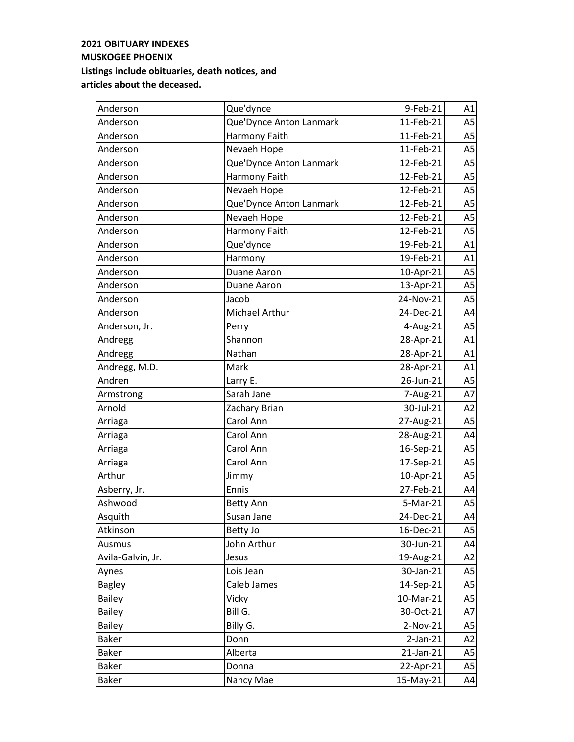**2021 OBITUARY INDEXES**
**MUSKOGEE PHOENIX**
**Listings include obituaries, death notices, and articles about the deceased.**

| | | | |
|---|---|---|---|
| Anderson | Que'dynce | 9-Feb-21 | A1 |
| Anderson | Que'Dynce Anton Lanmark | 11-Feb-21 | A5 |
| Anderson | Harmony Faith | 11-Feb-21 | A5 |
| Anderson | Nevaeh Hope | 11-Feb-21 | A5 |
| Anderson | Que'Dynce Anton Lanmark | 12-Feb-21 | A5 |
| Anderson | Harmony Faith | 12-Feb-21 | A5 |
| Anderson | Nevaeh Hope | 12-Feb-21 | A5 |
| Anderson | Que'Dynce Anton Lanmark | 12-Feb-21 | A5 |
| Anderson | Nevaeh Hope | 12-Feb-21 | A5 |
| Anderson | Harmony Faith | 12-Feb-21 | A5 |
| Anderson | Que'dynce | 19-Feb-21 | A1 |
| Anderson | Harmony | 19-Feb-21 | A1 |
| Anderson | Duane Aaron | 10-Apr-21 | A5 |
| Anderson | Duane Aaron | 13-Apr-21 | A5 |
| Anderson | Jacob | 24-Nov-21 | A5 |
| Anderson | Michael Arthur | 24-Dec-21 | A4 |
| Anderson, Jr. | Perry | 4-Aug-21 | A5 |
| Andregg | Shannon | 28-Apr-21 | A1 |
| Andregg | Nathan | 28-Apr-21 | A1 |
| Andregg, M.D. | Mark | 28-Apr-21 | A1 |
| Andren | Larry E. | 26-Jun-21 | A5 |
| Armstrong | Sarah Jane | 7-Aug-21 | A7 |
| Arnold | Zachary Brian | 30-Jul-21 | A2 |
| Arriaga | Carol Ann | 27-Aug-21 | A5 |
| Arriaga | Carol Ann | 28-Aug-21 | A4 |
| Arriaga | Carol Ann | 16-Sep-21 | A5 |
| Arriaga | Carol Ann | 17-Sep-21 | A5 |
| Arthur | Jimmy | 10-Apr-21 | A5 |
| Asberry, Jr. | Ennis | 27-Feb-21 | A4 |
| Ashwood | Betty Ann | 5-Mar-21 | A5 |
| Asquith | Susan Jane | 24-Dec-21 | A4 |
| Atkinson | Betty Jo | 16-Dec-21 | A5 |
| Ausmus | John Arthur | 30-Jun-21 | A4 |
| Avila-Galvin, Jr. | Jesus | 19-Aug-21 | A2 |
| Aynes | Lois Jean | 30-Jan-21 | A5 |
| Bagley | Caleb James | 14-Sep-21 | A5 |
| Bailey | Vicky | 10-Mar-21 | A5 |
| Bailey | Bill G. | 30-Oct-21 | A7 |
| Bailey | Billy G. | 2-Nov-21 | A5 |
| Baker | Donn | 2-Jan-21 | A2 |
| Baker | Alberta | 21-Jan-21 | A5 |
| Baker | Donna | 22-Apr-21 | A5 |
| Baker | Nancy Mae | 15-May-21 | A4 |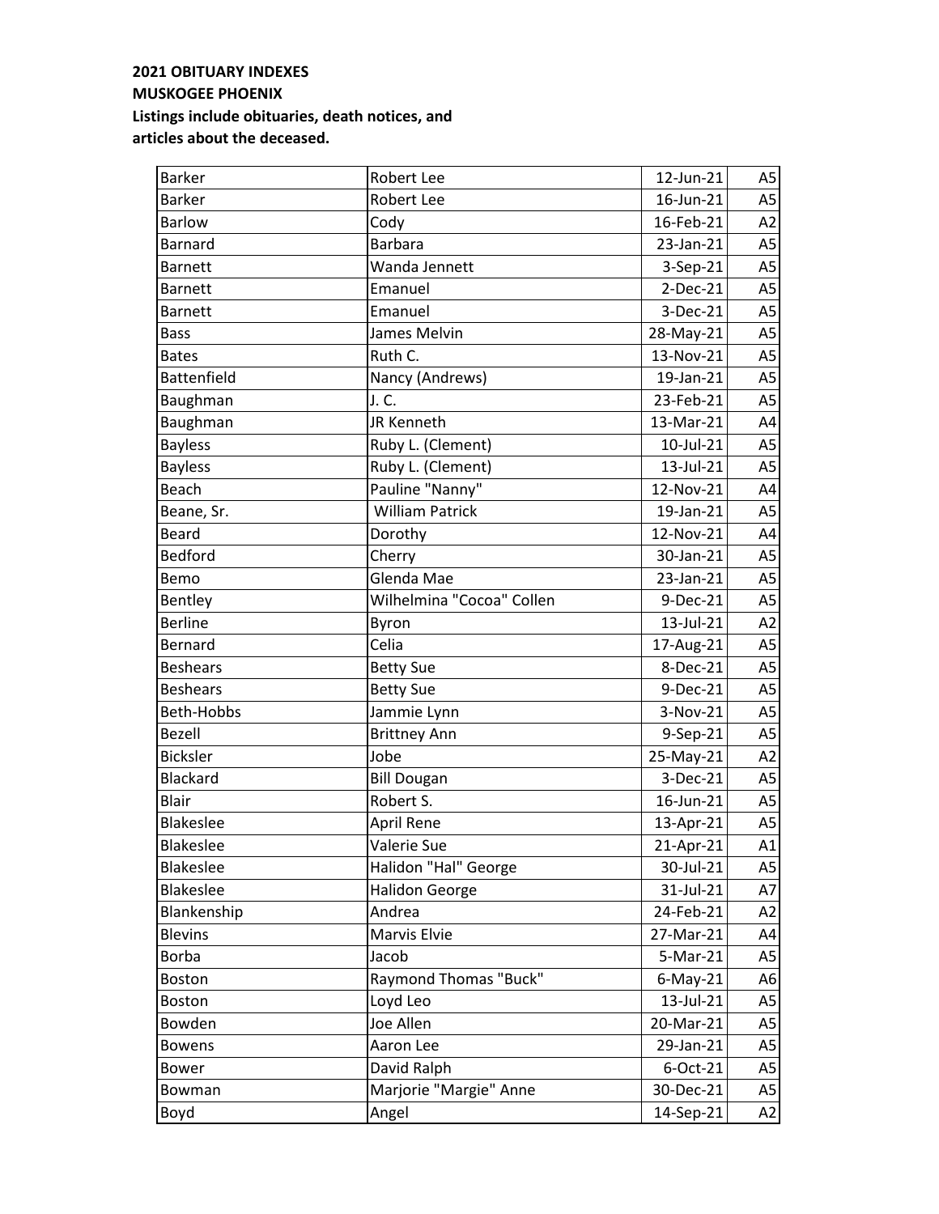**2021 OBITUARY INDEXES**
**MUSKOGEE PHOENIX**
**Listings include obituaries, death notices, and articles about the deceased.**

| | | | |
|---|---|---|---|
| Barker | Robert Lee | 12-Jun-21 | A5 |
| Barker | Robert Lee | 16-Jun-21 | A5 |
| Barlow | Cody | 16-Feb-21 | A2 |
| Barnard | Barbara | 23-Jan-21 | A5 |
| Barnett | Wanda Jennett | 3-Sep-21 | A5 |
| Barnett | Emanuel | 2-Dec-21 | A5 |
| Barnett | Emanuel | 3-Dec-21 | A5 |
| Bass | James Melvin | 28-May-21 | A5 |
| Bates | Ruth C. | 13-Nov-21 | A5 |
| Battenfield | Nancy (Andrews) | 19-Jan-21 | A5 |
| Baughman | J. C. | 23-Feb-21 | A5 |
| Baughman | JR Kenneth | 13-Mar-21 | A4 |
| Bayless | Ruby L. (Clement) | 10-Jul-21 | A5 |
| Bayless | Ruby L. (Clement) | 13-Jul-21 | A5 |
| Beach | Pauline "Nanny" | 12-Nov-21 | A4 |
| Beane, Sr. | William Patrick | 19-Jan-21 | A5 |
| Beard | Dorothy | 12-Nov-21 | A4 |
| Bedford | Cherry | 30-Jan-21 | A5 |
| Bemo | Glenda Mae | 23-Jan-21 | A5 |
| Bentley | Wilhelmina "Cocoa" Collen | 9-Dec-21 | A5 |
| Berline | Byron | 13-Jul-21 | A2 |
| Bernard | Celia | 17-Aug-21 | A5 |
| Beshears | Betty Sue | 8-Dec-21 | A5 |
| Beshears | Betty Sue | 9-Dec-21 | A5 |
| Beth-Hobbs | Jammie Lynn | 3-Nov-21 | A5 |
| Bezell | Brittney Ann | 9-Sep-21 | A5 |
| Bicksler | Jobe | 25-May-21 | A2 |
| Blackard | Bill Dougan | 3-Dec-21 | A5 |
| Blair | Robert S. | 16-Jun-21 | A5 |
| Blakeslee | April Rene | 13-Apr-21 | A5 |
| Blakeslee | Valerie Sue | 21-Apr-21 | A1 |
| Blakeslee | Halidon "Hal" George | 30-Jul-21 | A5 |
| Blakeslee | Halidon George | 31-Jul-21 | A7 |
| Blankenship | Andrea | 24-Feb-21 | A2 |
| Blevins | Marvis Elvie | 27-Mar-21 | A4 |
| Borba | Jacob | 5-Mar-21 | A5 |
| Boston | Raymond Thomas "Buck" | 6-May-21 | A6 |
| Boston | Loyd Leo | 13-Jul-21 | A5 |
| Bowden | Joe Allen | 20-Mar-21 | A5 |
| Bowens | Aaron Lee | 29-Jan-21 | A5 |
| Bower | David Ralph | 6-Oct-21 | A5 |
| Bowman | Marjorie "Margie" Anne | 30-Dec-21 | A5 |
| Boyd | Angel | 14-Sep-21 | A2 |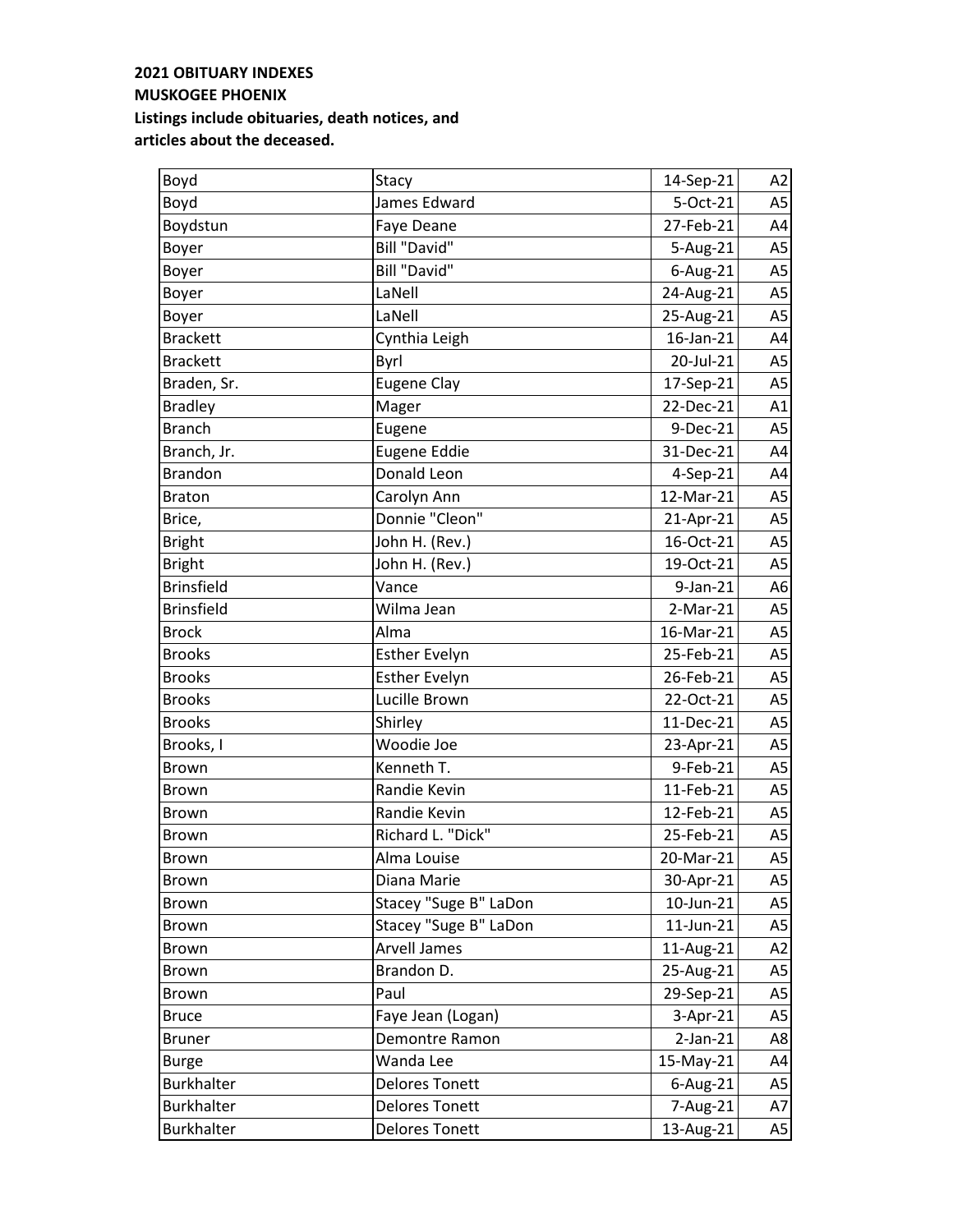**2021 OBITUARY INDEXES**
**MUSKOGEE PHOENIX**
**Listings include obituaries, death notices, and articles about the deceased.**

| | | | |
|---|---|---|---|
| Boyd | Stacy | 14-Sep-21 | A2 |
| Boyd | James Edward | 5-Oct-21 | A5 |
| Boydstun | Faye Deane | 27-Feb-21 | A4 |
| Boyer | Bill "David" | 5-Aug-21 | A5 |
| Boyer | Bill "David" | 6-Aug-21 | A5 |
| Boyer | LaNell | 24-Aug-21 | A5 |
| Boyer | LaNell | 25-Aug-21 | A5 |
| Brackett | Cynthia Leigh | 16-Jan-21 | A4 |
| Brackett | Byrl | 20-Jul-21 | A5 |
| Braden, Sr. | Eugene Clay | 17-Sep-21 | A5 |
| Bradley | Mager | 22-Dec-21 | A1 |
| Branch | Eugene | 9-Dec-21 | A5 |
| Branch, Jr. | Eugene Eddie | 31-Dec-21 | A4 |
| Brandon | Donald Leon | 4-Sep-21 | A4 |
| Braton | Carolyn Ann | 12-Mar-21 | A5 |
| Brice, | Donnie "Cleon" | 21-Apr-21 | A5 |
| Bright | John H. (Rev.) | 16-Oct-21 | A5 |
| Bright | John H. (Rev.) | 19-Oct-21 | A5 |
| Brinsfield | Vance | 9-Jan-21 | A6 |
| Brinsfield | Wilma Jean | 2-Mar-21 | A5 |
| Brock | Alma | 16-Mar-21 | A5 |
| Brooks | Esther Evelyn | 25-Feb-21 | A5 |
| Brooks | Esther Evelyn | 26-Feb-21 | A5 |
| Brooks | Lucille Brown | 22-Oct-21 | A5 |
| Brooks | Shirley | 11-Dec-21 | A5 |
| Brooks, I | Woodie Joe | 23-Apr-21 | A5 |
| Brown | Kenneth T. | 9-Feb-21 | A5 |
| Brown | Randie Kevin | 11-Feb-21 | A5 |
| Brown | Randie Kevin | 12-Feb-21 | A5 |
| Brown | Richard L. "Dick" | 25-Feb-21 | A5 |
| Brown | Alma Louise | 20-Mar-21 | A5 |
| Brown | Diana Marie | 30-Apr-21 | A5 |
| Brown | Stacey "Suge B" LaDon | 10-Jun-21 | A5 |
| Brown | Stacey "Suge B" LaDon | 11-Jun-21 | A5 |
| Brown | Arvell James | 11-Aug-21 | A2 |
| Brown | Brandon D. | 25-Aug-21 | A5 |
| Brown | Paul | 29-Sep-21 | A5 |
| Bruce | Faye Jean (Logan) | 3-Apr-21 | A5 |
| Bruner | Demontre Ramon | 2-Jan-21 | A8 |
| Burge | Wanda Lee | 15-May-21 | A4 |
| Burkhalter | Delores Tonett | 6-Aug-21 | A5 |
| Burkhalter | Delores Tonett | 7-Aug-21 | A7 |
| Burkhalter | Delores Tonett | 13-Aug-21 | A5 |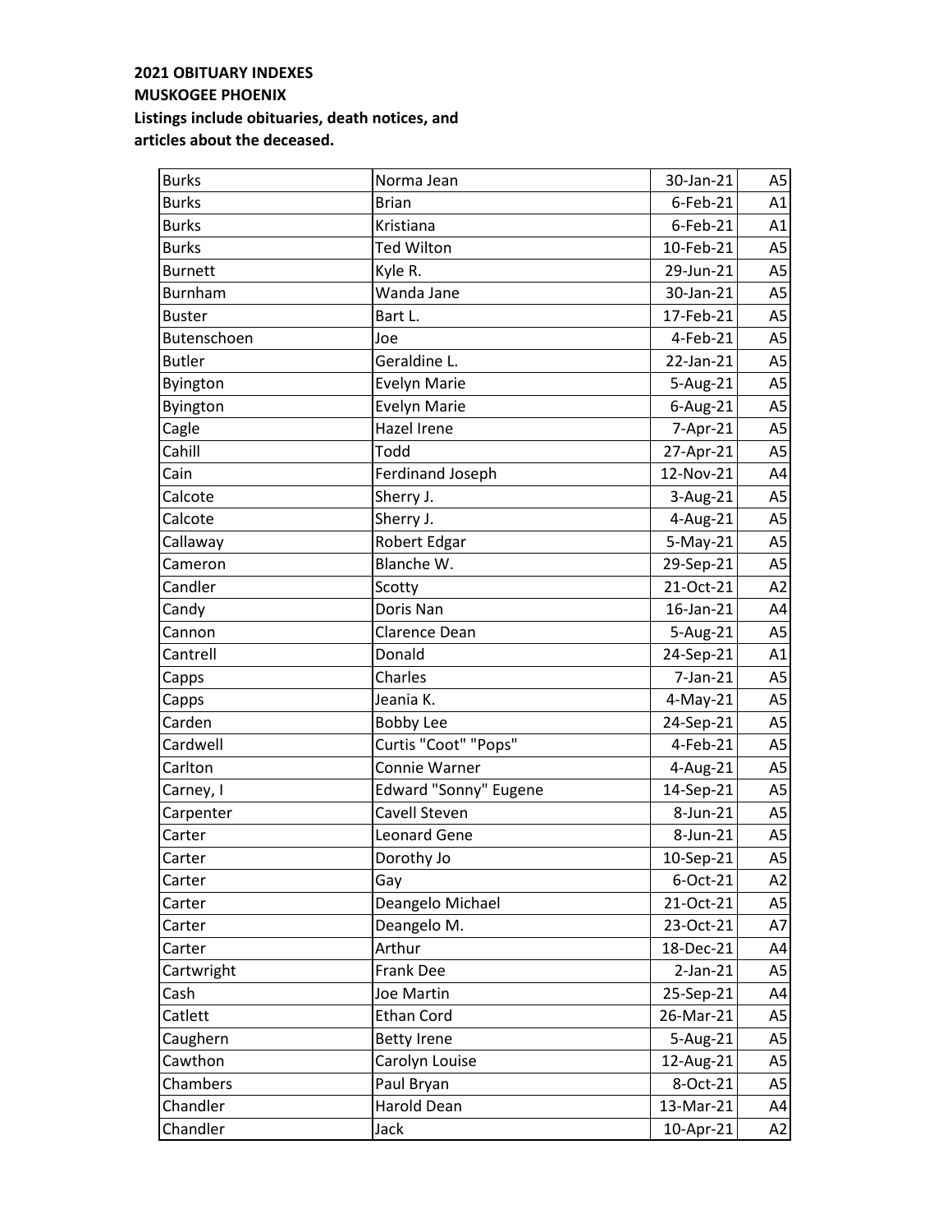**2021 OBITUARY INDEXES**
**MUSKOGEE PHOENIX**
**Listings include obituaries, death notices, and articles about the deceased.**

| | | | |
|---|---|---|---|
| Burks | Norma Jean | 30-Jan-21 | A5 |
| Burks | Brian | 6-Feb-21 | A1 |
| Burks | Kristiana | 6-Feb-21 | A1 |
| Burks | Ted Wilton | 10-Feb-21 | A5 |
| Burnett | Kyle R. | 29-Jun-21 | A5 |
| Burnham | Wanda Jane | 30-Jan-21 | A5 |
| Buster | Bart L. | 17-Feb-21 | A5 |
| Butenschoen | Joe | 4-Feb-21 | A5 |
| Butler | Geraldine L. | 22-Jan-21 | A5 |
| Byington | Evelyn Marie | 5-Aug-21 | A5 |
| Byington | Evelyn Marie | 6-Aug-21 | A5 |
| Cagle | Hazel Irene | 7-Apr-21 | A5 |
| Cahill | Todd | 27-Apr-21 | A5 |
| Cain | Ferdinand Joseph | 12-Nov-21 | A4 |
| Calcote | Sherry J. | 3-Aug-21 | A5 |
| Calcote | Sherry J. | 4-Aug-21 | A5 |
| Callaway | Robert Edgar | 5-May-21 | A5 |
| Cameron | Blanche W. | 29-Sep-21 | A5 |
| Candler | Scotty | 21-Oct-21 | A2 |
| Candy | Doris Nan | 16-Jan-21 | A4 |
| Cannon | Clarence Dean | 5-Aug-21 | A5 |
| Cantrell | Donald | 24-Sep-21 | A1 |
| Capps | Charles | 7-Jan-21 | A5 |
| Capps | Jeania K. | 4-May-21 | A5 |
| Carden | Bobby Lee | 24-Sep-21 | A5 |
| Cardwell | Curtis "Coot" "Pops" | 4-Feb-21 | A5 |
| Carlton | Connie Warner | 4-Aug-21 | A5 |
| Carney, I | Edward "Sonny" Eugene | 14-Sep-21 | A5 |
| Carpenter | Cavell Steven | 8-Jun-21 | A5 |
| Carter | Leonard Gene | 8-Jun-21 | A5 |
| Carter | Dorothy Jo | 10-Sep-21 | A5 |
| Carter | Gay | 6-Oct-21 | A2 |
| Carter | Deangelo Michael | 21-Oct-21 | A5 |
| Carter | Deangelo M. | 23-Oct-21 | A7 |
| Carter | Arthur | 18-Dec-21 | A4 |
| Cartwright | Frank Dee | 2-Jan-21 | A5 |
| Cash | Joe Martin | 25-Sep-21 | A4 |
| Catlett | Ethan Cord | 26-Mar-21 | A5 |
| Caughern | Betty Irene | 5-Aug-21 | A5 |
| Cawthon | Carolyn Louise | 12-Aug-21 | A5 |
| Chambers | Paul Bryan | 8-Oct-21 | A5 |
| Chandler | Harold Dean | 13-Mar-21 | A4 |
| Chandler | Jack | 10-Apr-21 | A2 |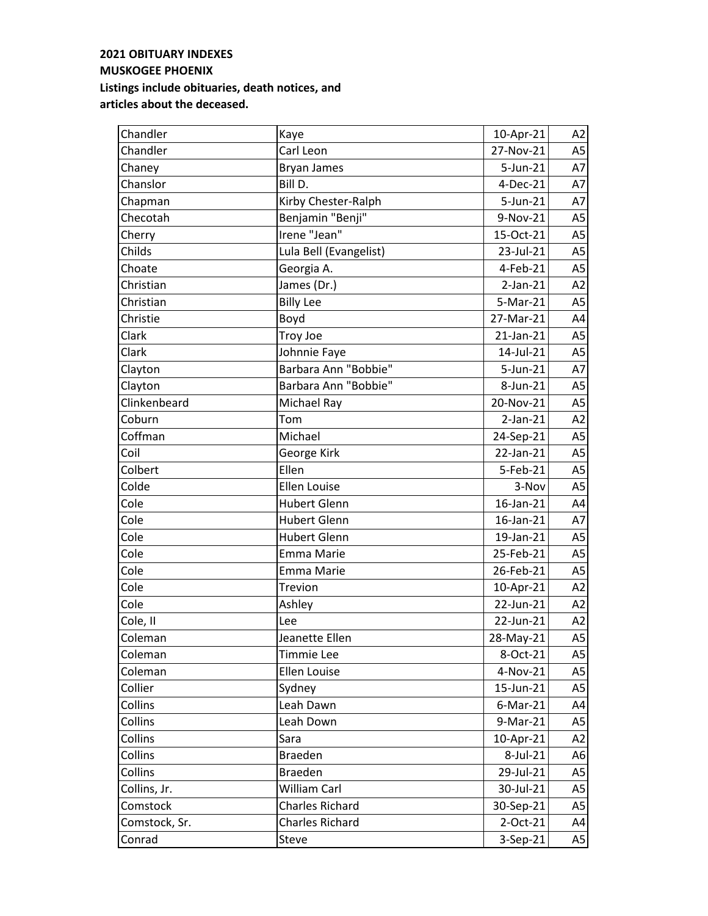**2021 OBITUARY INDEXES**
**MUSKOGEE PHOENIX**
**Listings include obituaries, death notices, and articles about the deceased.**

| | | | |
|---|---|---|---|
| Chandler | Kaye | 10-Apr-21 | A2 |
| Chandler | Carl Leon | 27-Nov-21 | A5 |
| Chaney | Bryan James | 5-Jun-21 | A7 |
| Chanslor | Bill D. | 4-Dec-21 | A7 |
| Chapman | Kirby Chester-Ralph | 5-Jun-21 | A7 |
| Checotah | Benjamin "Benji" | 9-Nov-21 | A5 |
| Cherry | Irene "Jean" | 15-Oct-21 | A5 |
| Childs | Lula Bell (Evangelist) | 23-Jul-21 | A5 |
| Choate | Georgia A. | 4-Feb-21 | A5 |
| Christian | James (Dr.) | 2-Jan-21 | A2 |
| Christian | Billy Lee | 5-Mar-21 | A5 |
| Christie | Boyd | 27-Mar-21 | A4 |
| Clark | Troy Joe | 21-Jan-21 | A5 |
| Clark | Johnnie Faye | 14-Jul-21 | A5 |
| Clayton | Barbara Ann "Bobbie" | 5-Jun-21 | A7 |
| Clayton | Barbara Ann "Bobbie" | 8-Jun-21 | A5 |
| Clinkenbeard | Michael Ray | 20-Nov-21 | A5 |
| Coburn | Tom | 2-Jan-21 | A2 |
| Coffman | Michael | 24-Sep-21 | A5 |
| Coil | George Kirk | 22-Jan-21 | A5 |
| Colbert | Ellen | 5-Feb-21 | A5 |
| Colde | Ellen Louise | 3-Nov | A5 |
| Cole | Hubert Glenn | 16-Jan-21 | A4 |
| Cole | Hubert Glenn | 16-Jan-21 | A7 |
| Cole | Hubert Glenn | 19-Jan-21 | A5 |
| Cole | Emma Marie | 25-Feb-21 | A5 |
| Cole | Emma Marie | 26-Feb-21 | A5 |
| Cole | Trevion | 10-Apr-21 | A2 |
| Cole | Ashley | 22-Jun-21 | A2 |
| Cole, II | Lee | 22-Jun-21 | A2 |
| Coleman | Jeanette Ellen | 28-May-21 | A5 |
| Coleman | Timmie Lee | 8-Oct-21 | A5 |
| Coleman | Ellen Louise | 4-Nov-21 | A5 |
| Collier | Sydney | 15-Jun-21 | A5 |
| Collins | Leah Dawn | 6-Mar-21 | A4 |
| Collins | Leah Down | 9-Mar-21 | A5 |
| Collins | Sara | 10-Apr-21 | A2 |
| Collins | Braeden | 8-Jul-21 | A6 |
| Collins | Braeden | 29-Jul-21 | A5 |
| Collins, Jr. | William Carl | 30-Jul-21 | A5 |
| Comstock | Charles Richard | 30-Sep-21 | A5 |
| Comstock, Sr. | Charles Richard | 2-Oct-21 | A4 |
| Conrad | Steve | 3-Sep-21 | A5 |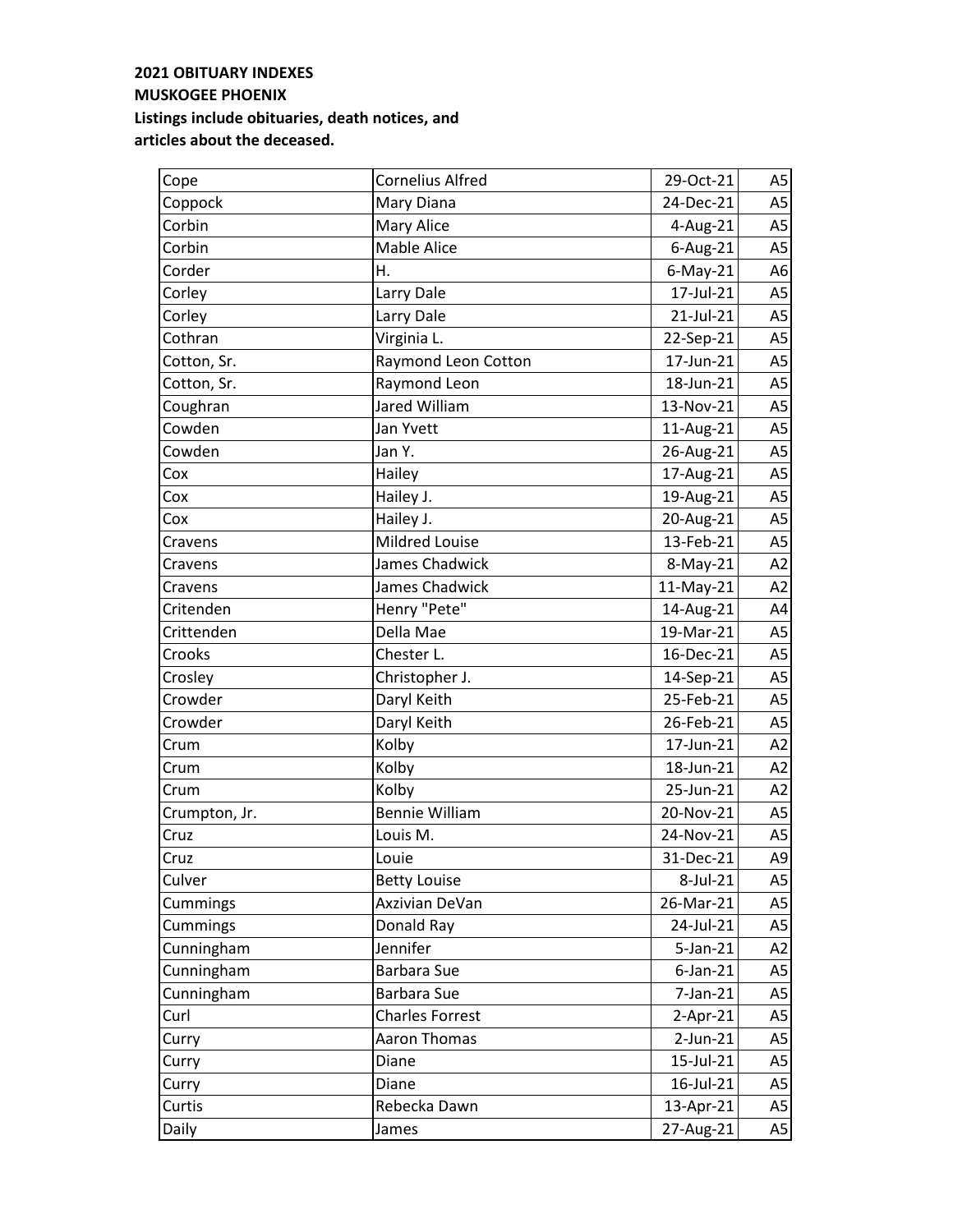**2021 OBITUARY INDEXES**
**MUSKOGEE PHOENIX**
**Listings include obituaries, death notices, and articles about the deceased.**

| | | | |
|---|---|---|---|
| Cope | Cornelius Alfred | 29-Oct-21 | A5 |
| Coppock | Mary Diana | 24-Dec-21 | A5 |
| Corbin | Mary Alice | 4-Aug-21 | A5 |
| Corbin | Mable Alice | 6-Aug-21 | A5 |
| Corder | H. | 6-May-21 | A6 |
| Corley | Larry Dale | 17-Jul-21 | A5 |
| Corley | Larry Dale | 21-Jul-21 | A5 |
| Cothran | Virginia L. | 22-Sep-21 | A5 |
| Cotton, Sr. | Raymond Leon Cotton | 17-Jun-21 | A5 |
| Cotton, Sr. | Raymond Leon | 18-Jun-21 | A5 |
| Coughran | Jared William | 13-Nov-21 | A5 |
| Cowden | Jan Yvett | 11-Aug-21 | A5 |
| Cowden | Jan Y. | 26-Aug-21 | A5 |
| Cox | Hailey | 17-Aug-21 | A5 |
| Cox | Hailey J. | 19-Aug-21 | A5 |
| Cox | Hailey J. | 20-Aug-21 | A5 |
| Cravens | Mildred Louise | 13-Feb-21 | A5 |
| Cravens | James Chadwick | 8-May-21 | A2 |
| Cravens | James Chadwick | 11-May-21 | A2 |
| Critenden | Henry "Pete" | 14-Aug-21 | A4 |
| Crittenden | Della Mae | 19-Mar-21 | A5 |
| Crooks | Chester L. | 16-Dec-21 | A5 |
| Crosley | Christopher J. | 14-Sep-21 | A5 |
| Crowder | Daryl Keith | 25-Feb-21 | A5 |
| Crowder | Daryl Keith | 26-Feb-21 | A5 |
| Crum | Kolby | 17-Jun-21 | A2 |
| Crum | Kolby | 18-Jun-21 | A2 |
| Crum | Kolby | 25-Jun-21 | A2 |
| Crumpton, Jr. | Bennie William | 20-Nov-21 | A5 |
| Cruz | Louis M. | 24-Nov-21 | A5 |
| Cruz | Louie | 31-Dec-21 | A9 |
| Culver | Betty Louise | 8-Jul-21 | A5 |
| Cummings | Axzivian DeVan | 26-Mar-21 | A5 |
| Cummings | Donald Ray | 24-Jul-21 | A5 |
| Cunningham | Jennifer | 5-Jan-21 | A2 |
| Cunningham | Barbara Sue | 6-Jan-21 | A5 |
| Cunningham | Barbara Sue | 7-Jan-21 | A5 |
| Curl | Charles Forrest | 2-Apr-21 | A5 |
| Curry | Aaron Thomas | 2-Jun-21 | A5 |
| Curry | Diane | 15-Jul-21 | A5 |
| Curry | Diane | 16-Jul-21 | A5 |
| Curtis | Rebecka Dawn | 13-Apr-21 | A5 |
| Daily | James | 27-Aug-21 | A5 |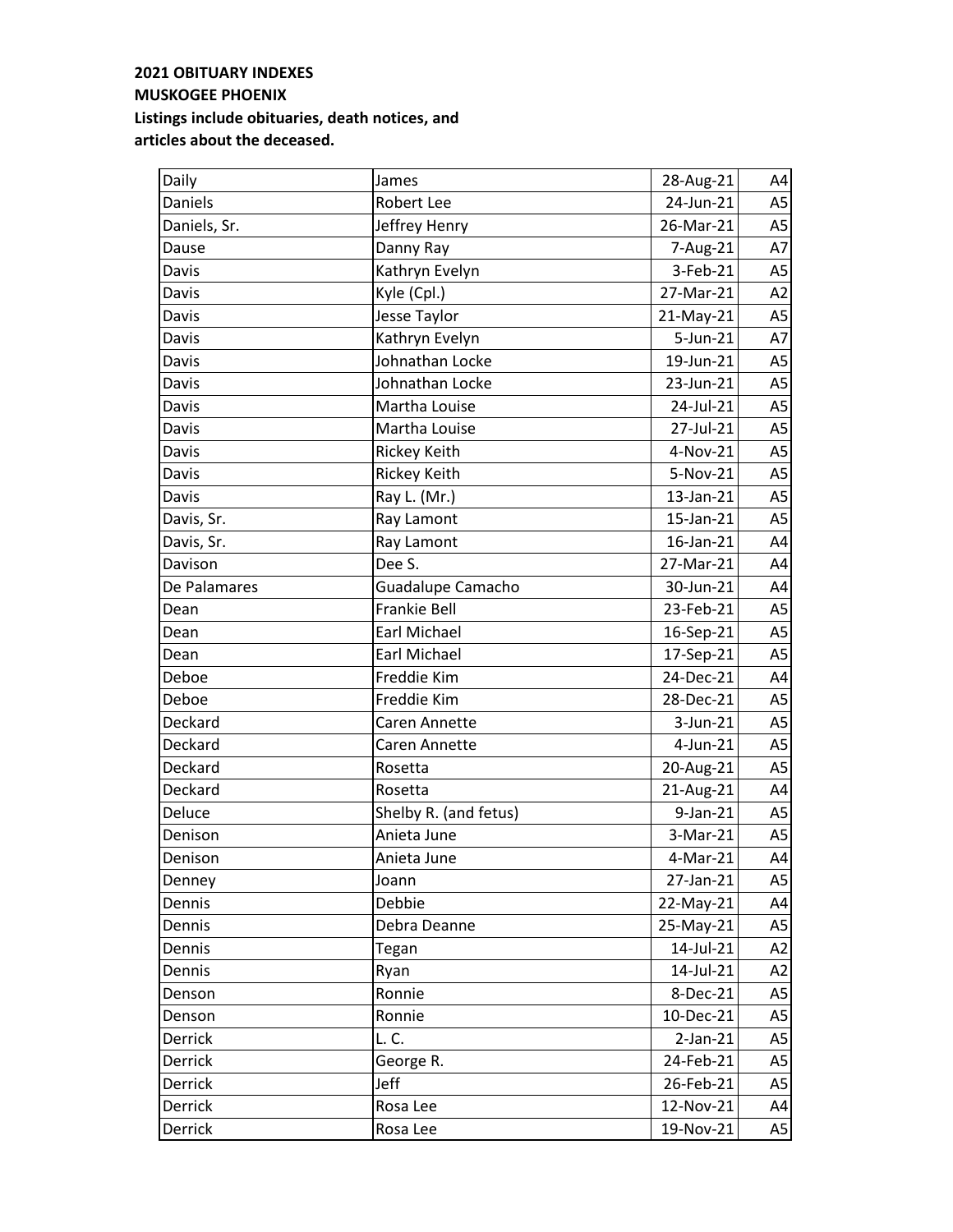**2021 OBITUARY INDEXES**
**MUSKOGEE PHOENIX**
**Listings include obituaries, death notices, and articles about the deceased.**

| | | | |
|---|---|---|---|
| Daily | James | 28-Aug-21 | A4 |
| Daniels | Robert Lee | 24-Jun-21 | A5 |
| Daniels, Sr. | Jeffrey Henry | 26-Mar-21 | A5 |
| Dause | Danny Ray | 7-Aug-21 | A7 |
| Davis | Kathryn Evelyn | 3-Feb-21 | A5 |
| Davis | Kyle (Cpl.) | 27-Mar-21 | A2 |
| Davis | Jesse Taylor | 21-May-21 | A5 |
| Davis | Kathryn Evelyn | 5-Jun-21 | A7 |
| Davis | Johnathan Locke | 19-Jun-21 | A5 |
| Davis | Johnathan Locke | 23-Jun-21 | A5 |
| Davis | Martha Louise | 24-Jul-21 | A5 |
| Davis | Martha Louise | 27-Jul-21 | A5 |
| Davis | Rickey Keith | 4-Nov-21 | A5 |
| Davis | Rickey Keith | 5-Nov-21 | A5 |
| Davis | Ray L. (Mr.) | 13-Jan-21 | A5 |
| Davis, Sr. | Ray Lamont | 15-Jan-21 | A5 |
| Davis, Sr. | Ray Lamont | 16-Jan-21 | A4 |
| Davison | Dee S. | 27-Mar-21 | A4 |
| De Palamares | Guadalupe Camacho | 30-Jun-21 | A4 |
| Dean | Frankie Bell | 23-Feb-21 | A5 |
| Dean | Earl Michael | 16-Sep-21 | A5 |
| Dean | Earl Michael | 17-Sep-21 | A5 |
| Deboe | Freddie Kim | 24-Dec-21 | A4 |
| Deboe | Freddie Kim | 28-Dec-21 | A5 |
| Deckard | Caren Annette | 3-Jun-21 | A5 |
| Deckard | Caren Annette | 4-Jun-21 | A5 |
| Deckard | Rosetta | 20-Aug-21 | A5 |
| Deckard | Rosetta | 21-Aug-21 | A4 |
| Deluce | Shelby R. (and fetus) | 9-Jan-21 | A5 |
| Denison | Anieta June | 3-Mar-21 | A5 |
| Denison | Anieta June | 4-Mar-21 | A4 |
| Denney | Joann | 27-Jan-21 | A5 |
| Dennis | Debbie | 22-May-21 | A4 |
| Dennis | Debra Deanne | 25-May-21 | A5 |
| Dennis | Tegan | 14-Jul-21 | A2 |
| Dennis | Ryan | 14-Jul-21 | A2 |
| Denson | Ronnie | 8-Dec-21 | A5 |
| Denson | Ronnie | 10-Dec-21 | A5 |
| Derrick | L. C. | 2-Jan-21 | A5 |
| Derrick | George R. | 24-Feb-21 | A5 |
| Derrick | Jeff | 26-Feb-21 | A5 |
| Derrick | Rosa Lee | 12-Nov-21 | A4 |
| Derrick | Rosa Lee | 19-Nov-21 | A5 |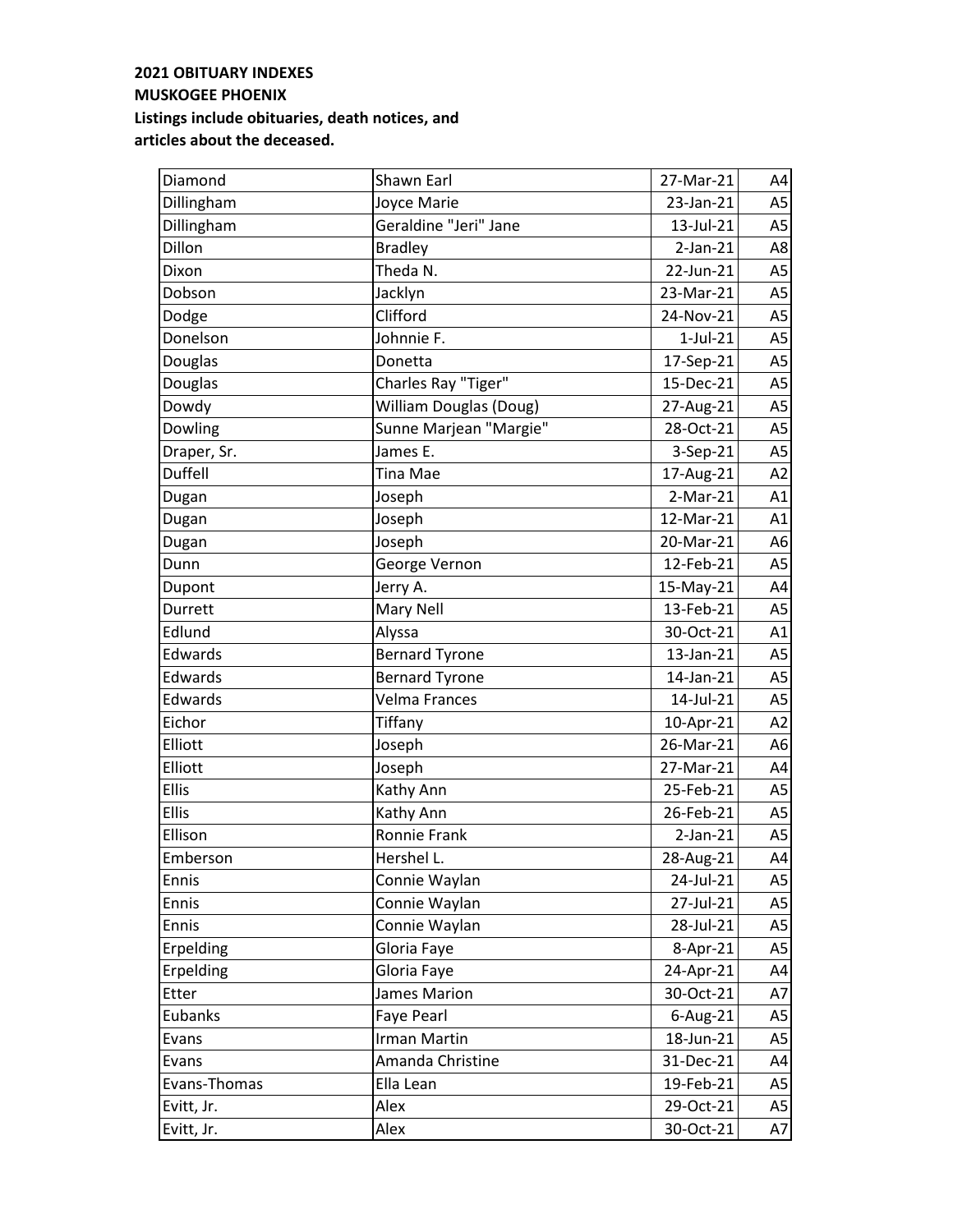**2021 OBITUARY INDEXES**
**MUSKOGEE PHOENIX**
**Listings include obituaries, death notices, and articles about the deceased.**

| | | | |
|---|---|---|---|
| Diamond | Shawn Earl | 27-Mar-21 | A4 |
| Dillingham | Joyce Marie | 23-Jan-21 | A5 |
| Dillingham | Geraldine "Jeri" Jane | 13-Jul-21 | A5 |
| Dillon | Bradley | 2-Jan-21 | A8 |
| Dixon | Theda N. | 22-Jun-21 | A5 |
| Dobson | Jacklyn | 23-Mar-21 | A5 |
| Dodge | Clifford | 24-Nov-21 | A5 |
| Donelson | Johnnie F. | 1-Jul-21 | A5 |
| Douglas | Donetta | 17-Sep-21 | A5 |
| Douglas | Charles Ray "Tiger" | 15-Dec-21 | A5 |
| Dowdy | William Douglas (Doug) | 27-Aug-21 | A5 |
| Dowling | Sunne Marjean "Margie" | 28-Oct-21 | A5 |
| Draper, Sr. | James E. | 3-Sep-21 | A5 |
| Duffell | Tina Mae | 17-Aug-21 | A2 |
| Dugan | Joseph | 2-Mar-21 | A1 |
| Dugan | Joseph | 12-Mar-21 | A1 |
| Dugan | Joseph | 20-Mar-21 | A6 |
| Dunn | George Vernon | 12-Feb-21 | A5 |
| Dupont | Jerry A. | 15-May-21 | A4 |
| Durrett | Mary Nell | 13-Feb-21 | A5 |
| Edlund | Alyssa | 30-Oct-21 | A1 |
| Edwards | Bernard Tyrone | 13-Jan-21 | A5 |
| Edwards | Bernard Tyrone | 14-Jan-21 | A5 |
| Edwards | Velma Frances | 14-Jul-21 | A5 |
| Eichor | Tiffany | 10-Apr-21 | A2 |
| Elliott | Joseph | 26-Mar-21 | A6 |
| Elliott | Joseph | 27-Mar-21 | A4 |
| Ellis | Kathy Ann | 25-Feb-21 | A5 |
| Ellis | Kathy Ann | 26-Feb-21 | A5 |
| Ellison | Ronnie Frank | 2-Jan-21 | A5 |
| Emberson | Hershel L. | 28-Aug-21 | A4 |
| Ennis | Connie Waylan | 24-Jul-21 | A5 |
| Ennis | Connie Waylan | 27-Jul-21 | A5 |
| Ennis | Connie Waylan | 28-Jul-21 | A5 |
| Erpelding | Gloria Faye | 8-Apr-21 | A5 |
| Erpelding | Gloria Faye | 24-Apr-21 | A4 |
| Etter | James Marion | 30-Oct-21 | A7 |
| Eubanks | Faye Pearl | 6-Aug-21 | A5 |
| Evans | Irman Martin | 18-Jun-21 | A5 |
| Evans | Amanda Christine | 31-Dec-21 | A4 |
| Evans-Thomas | Ella Lean | 19-Feb-21 | A5 |
| Evitt, Jr. | Alex | 29-Oct-21 | A5 |
| Evitt, Jr. | Alex | 30-Oct-21 | A7 |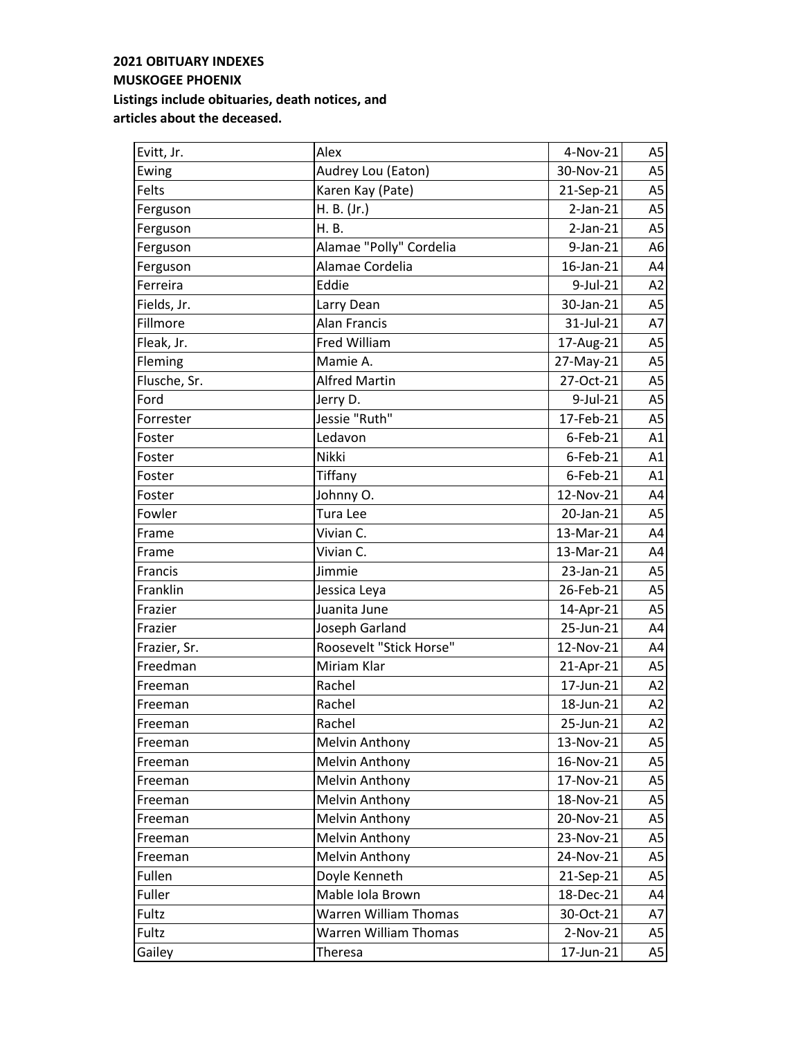**2021 OBITUARY INDEXES**
**MUSKOGEE PHOENIX**
**Listings include obituaries, death notices, and articles about the deceased.**

| | | | |
|---|---|---|---|
| Evitt, Jr. | Alex | 4-Nov-21 | A5 |
| Ewing | Audrey Lou (Eaton) | 30-Nov-21 | A5 |
| Felts | Karen Kay (Pate) | 21-Sep-21 | A5 |
| Ferguson | H. B. (Jr.) | 2-Jan-21 | A5 |
| Ferguson | H. B. | 2-Jan-21 | A5 |
| Ferguson | Alamae "Polly" Cordelia | 9-Jan-21 | A6 |
| Ferguson | Alamae Cordelia | 16-Jan-21 | A4 |
| Ferreira | Eddie | 9-Jul-21 | A2 |
| Fields, Jr. | Larry Dean | 30-Jan-21 | A5 |
| Fillmore | Alan Francis | 31-Jul-21 | A7 |
| Fleak, Jr. | Fred William | 17-Aug-21 | A5 |
| Fleming | Mamie A. | 27-May-21 | A5 |
| Flusche, Sr. | Alfred Martin | 27-Oct-21 | A5 |
| Ford | Jerry D. | 9-Jul-21 | A5 |
| Forrester | Jessie "Ruth" | 17-Feb-21 | A5 |
| Foster | Ledavon | 6-Feb-21 | A1 |
| Foster | Nikki | 6-Feb-21 | A1 |
| Foster | Tiffany | 6-Feb-21 | A1 |
| Foster | Johnny O. | 12-Nov-21 | A4 |
| Fowler | Tura Lee | 20-Jan-21 | A5 |
| Frame | Vivian C. | 13-Mar-21 | A4 |
| Frame | Vivian C. | 13-Mar-21 | A4 |
| Francis | Jimmie | 23-Jan-21 | A5 |
| Franklin | Jessica Leya | 26-Feb-21 | A5 |
| Frazier | Juanita June | 14-Apr-21 | A5 |
| Frazier | Joseph Garland | 25-Jun-21 | A4 |
| Frazier, Sr. | Roosevelt "Stick Horse" | 12-Nov-21 | A4 |
| Freedman | Miriam Klar | 21-Apr-21 | A5 |
| Freeman | Rachel | 17-Jun-21 | A2 |
| Freeman | Rachel | 18-Jun-21 | A2 |
| Freeman | Rachel | 25-Jun-21 | A2 |
| Freeman | Melvin Anthony | 13-Nov-21 | A5 |
| Freeman | Melvin Anthony | 16-Nov-21 | A5 |
| Freeman | Melvin Anthony | 17-Nov-21 | A5 |
| Freeman | Melvin Anthony | 18-Nov-21 | A5 |
| Freeman | Melvin Anthony | 20-Nov-21 | A5 |
| Freeman | Melvin Anthony | 23-Nov-21 | A5 |
| Freeman | Melvin Anthony | 24-Nov-21 | A5 |
| Fullen | Doyle Kenneth | 21-Sep-21 | A5 |
| Fuller | Mable Iola Brown | 18-Dec-21 | A4 |
| Fultz | Warren William Thomas | 30-Oct-21 | A7 |
| Fultz | Warren William Thomas | 2-Nov-21 | A5 |
| Gailey | Theresa | 17-Jun-21 | A5 |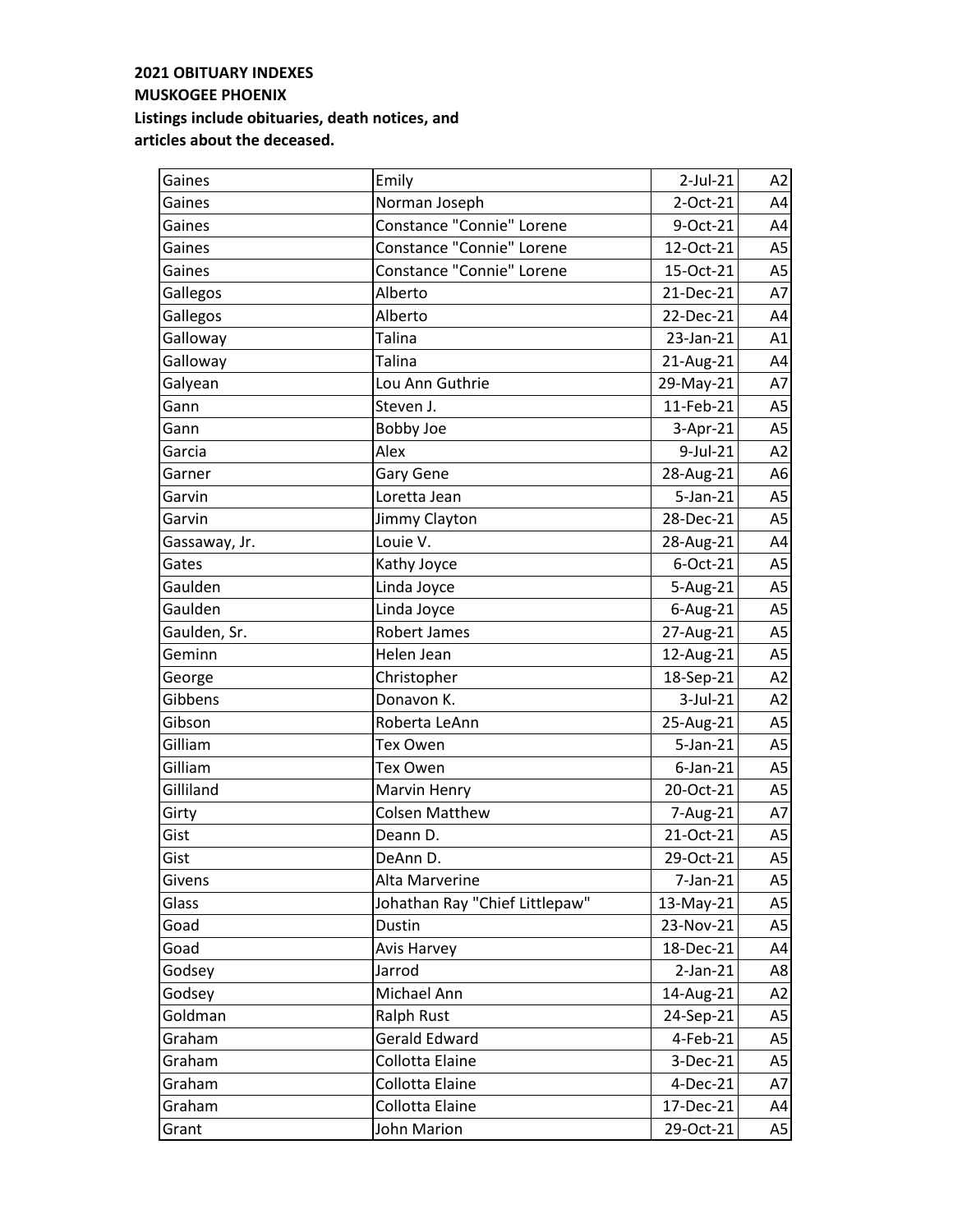**2021 OBITUARY INDEXES**
**MUSKOGEE PHOENIX**
**Listings include obituaries, death notices, and articles about the deceased.**

| | | | |
|---|---|---|---|
| Gaines | Emily | 2-Jul-21 | A2 |
| Gaines | Norman Joseph | 2-Oct-21 | A4 |
| Gaines | Constance "Connie" Lorene | 9-Oct-21 | A4 |
| Gaines | Constance "Connie" Lorene | 12-Oct-21 | A5 |
| Gaines | Constance "Connie" Lorene | 15-Oct-21 | A5 |
| Gallegos | Alberto | 21-Dec-21 | A7 |
| Gallegos | Alberto | 22-Dec-21 | A4 |
| Galloway | Talina | 23-Jan-21 | A1 |
| Galloway | Talina | 21-Aug-21 | A4 |
| Galyean | Lou Ann Guthrie | 29-May-21 | A7 |
| Gann | Steven J. | 11-Feb-21 | A5 |
| Gann | Bobby Joe | 3-Apr-21 | A5 |
| Garcia | Alex | 9-Jul-21 | A2 |
| Garner | Gary Gene | 28-Aug-21 | A6 |
| Garvin | Loretta Jean | 5-Jan-21 | A5 |
| Garvin | Jimmy Clayton | 28-Dec-21 | A5 |
| Gassaway, Jr. | Louie V. | 28-Aug-21 | A4 |
| Gates | Kathy Joyce | 6-Oct-21 | A5 |
| Gaulden | Linda Joyce | 5-Aug-21 | A5 |
| Gaulden | Linda Joyce | 6-Aug-21 | A5 |
| Gaulden, Sr. | Robert James | 27-Aug-21 | A5 |
| Geminn | Helen Jean | 12-Aug-21 | A5 |
| George | Christopher | 18-Sep-21 | A2 |
| Gibbens | Donavon K. | 3-Jul-21 | A2 |
| Gibson | Roberta LeAnn | 25-Aug-21 | A5 |
| Gilliam | Tex Owen | 5-Jan-21 | A5 |
| Gilliam | Tex Owen | 6-Jan-21 | A5 |
| Gilliland | Marvin Henry | 20-Oct-21 | A5 |
| Girty | Colsen Matthew | 7-Aug-21 | A7 |
| Gist | Deann D. | 21-Oct-21 | A5 |
| Gist | DeAnn D. | 29-Oct-21 | A5 |
| Givens | Alta Marverine | 7-Jan-21 | A5 |
| Glass | Johathan Ray "Chief Littlepaw" | 13-May-21 | A5 |
| Goad | Dustin | 23-Nov-21 | A5 |
| Goad | Avis Harvey | 18-Dec-21 | A4 |
| Godsey | Jarrod | 2-Jan-21 | A8 |
| Godsey | Michael Ann | 14-Aug-21 | A2 |
| Goldman | Ralph Rust | 24-Sep-21 | A5 |
| Graham | Gerald Edward | 4-Feb-21 | A5 |
| Graham | Collotta Elaine | 3-Dec-21 | A5 |
| Graham | Collotta Elaine | 4-Dec-21 | A7 |
| Graham | Collotta Elaine | 17-Dec-21 | A4 |
| Grant | John Marion | 29-Oct-21 | A5 |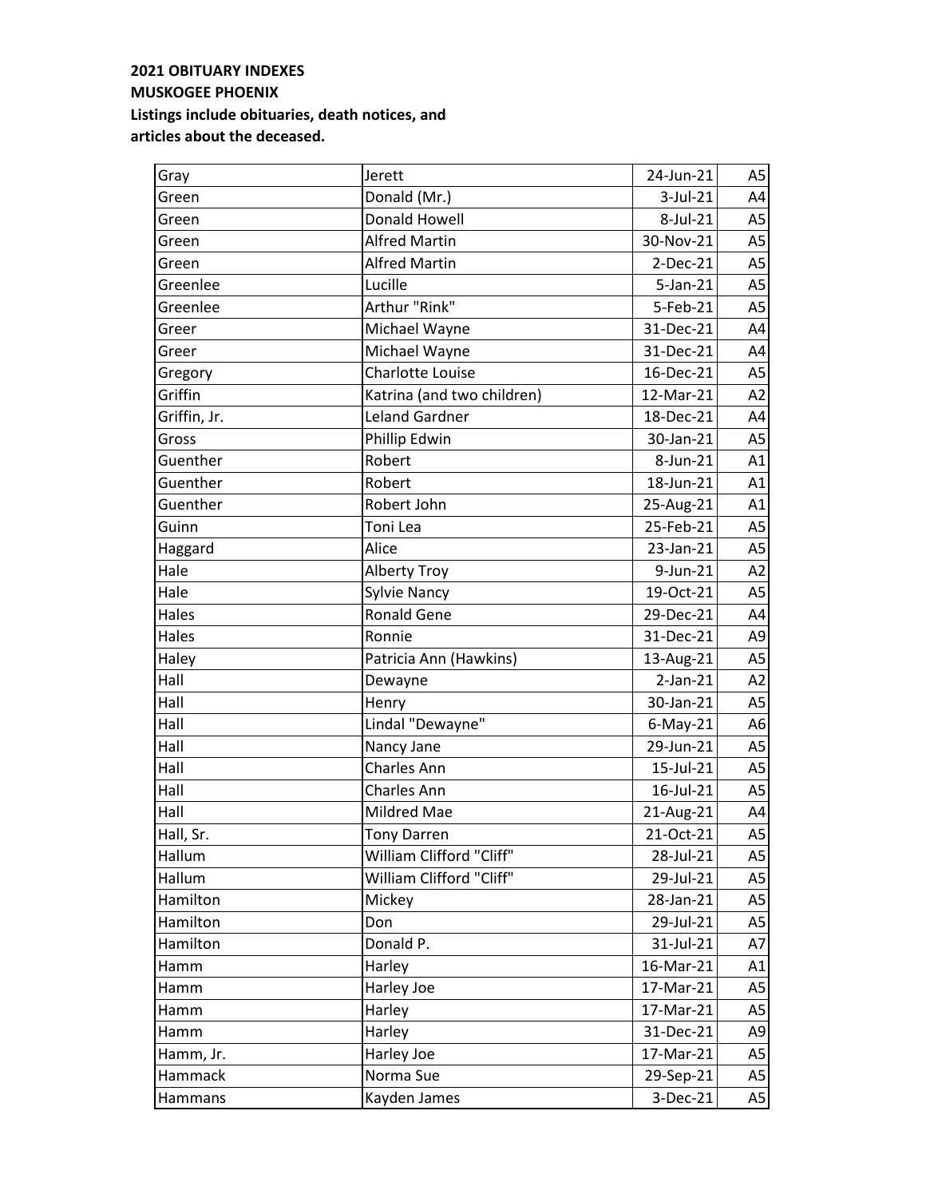**2021 OBITUARY INDEXES**
**MUSKOGEE PHOENIX**
**Listings include obituaries, death notices, and articles about the deceased.**

| | | | |
|---|---|---|---|
| Gray | Jerett | 24-Jun-21 | A5 |
| Green | Donald (Mr.) | 3-Jul-21 | A4 |
| Green | Donald Howell | 8-Jul-21 | A5 |
| Green | Alfred Martin | 30-Nov-21 | A5 |
| Green | Alfred Martin | 2-Dec-21 | A5 |
| Greenlee | Lucille | 5-Jan-21 | A5 |
| Greenlee | Arthur "Rink" | 5-Feb-21 | A5 |
| Greer | Michael Wayne | 31-Dec-21 | A4 |
| Greer | Michael Wayne | 31-Dec-21 | A4 |
| Gregory | Charlotte Louise | 16-Dec-21 | A5 |
| Griffin | Katrina (and two children) | 12-Mar-21 | A2 |
| Griffin, Jr. | Leland Gardner | 18-Dec-21 | A4 |
| Gross | Phillip Edwin | 30-Jan-21 | A5 |
| Guenther | Robert | 8-Jun-21 | A1 |
| Guenther | Robert | 18-Jun-21 | A1 |
| Guenther | Robert John | 25-Aug-21 | A1 |
| Guinn | Toni Lea | 25-Feb-21 | A5 |
| Haggard | Alice | 23-Jan-21 | A5 |
| Hale | Alberty Troy | 9-Jun-21 | A2 |
| Hale | Sylvie Nancy | 19-Oct-21 | A5 |
| Hales | Ronald Gene | 29-Dec-21 | A4 |
| Hales | Ronnie | 31-Dec-21 | A9 |
| Haley | Patricia Ann (Hawkins) | 13-Aug-21 | A5 |
| Hall | Dewayne | 2-Jan-21 | A2 |
| Hall | Henry | 30-Jan-21 | A5 |
| Hall | Lindal "Dewayne" | 6-May-21 | A6 |
| Hall | Nancy Jane | 29-Jun-21 | A5 |
| Hall | Charles Ann | 15-Jul-21 | A5 |
| Hall | Charles Ann | 16-Jul-21 | A5 |
| Hall | Mildred Mae | 21-Aug-21 | A4 |
| Hall, Sr. | Tony Darren | 21-Oct-21 | A5 |
| Hallum | William Clifford "Cliff" | 28-Jul-21 | A5 |
| Hallum | William Clifford "Cliff" | 29-Jul-21 | A5 |
| Hamilton | Mickey | 28-Jan-21 | A5 |
| Hamilton | Don | 29-Jul-21 | A5 |
| Hamilton | Donald P. | 31-Jul-21 | A7 |
| Hamm | Harley | 16-Mar-21 | A1 |
| Hamm | Harley Joe | 17-Mar-21 | A5 |
| Hamm | Harley | 17-Mar-21 | A5 |
| Hamm | Harley | 31-Dec-21 | A9 |
| Hamm, Jr. | Harley Joe | 17-Mar-21 | A5 |
| Hammack | Norma Sue | 29-Sep-21 | A5 |
| Hammans | Kayden James | 3-Dec-21 | A5 |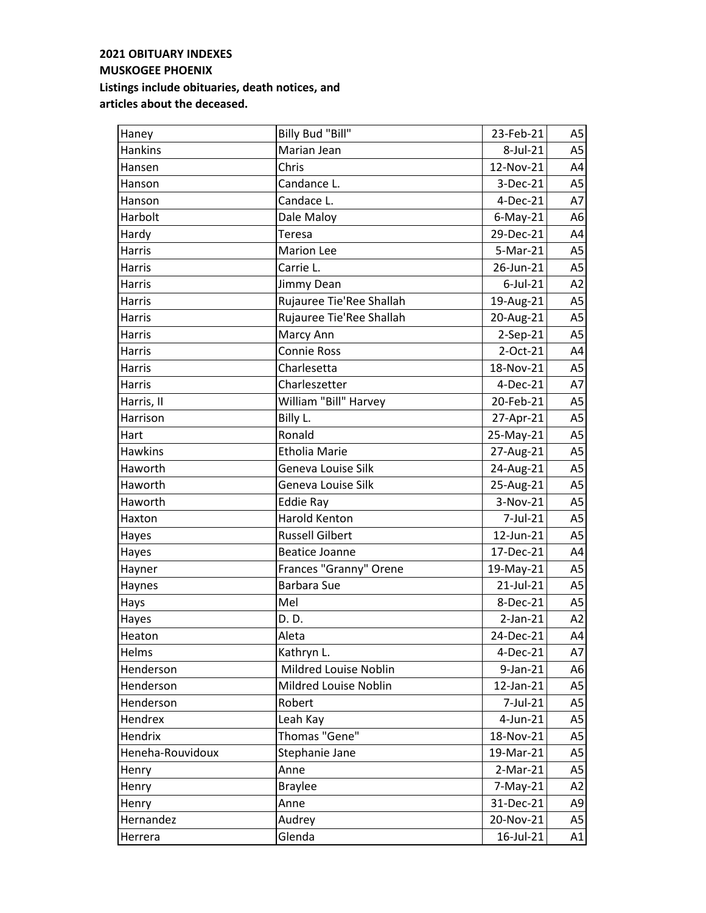**2021 OBITUARY INDEXES**
**MUSKOGEE PHOENIX**
**Listings include obituaries, death notices, and articles about the deceased.**

| | | | |
|---|---|---|---|
| Haney | Billy Bud "Bill" | 23-Feb-21 | A5 |
| Hankins | Marian Jean | 8-Jul-21 | A5 |
| Hansen | Chris | 12-Nov-21 | A4 |
| Hanson | Candance L. | 3-Dec-21 | A5 |
| Hanson | Candace L. | 4-Dec-21 | A7 |
| Harbolt | Dale Maloy | 6-May-21 | A6 |
| Hardy | Teresa | 29-Dec-21 | A4 |
| Harris | Marion Lee | 5-Mar-21 | A5 |
| Harris | Carrie L. | 26-Jun-21 | A5 |
| Harris | Jimmy Dean | 6-Jul-21 | A2 |
| Harris | Rujauree Tie'Ree Shallah | 19-Aug-21 | A5 |
| Harris | Rujauree Tie'Ree Shallah | 20-Aug-21 | A5 |
| Harris | Marcy Ann | 2-Sep-21 | A5 |
| Harris | Connie Ross | 2-Oct-21 | A4 |
| Harris | Charlesetta | 18-Nov-21 | A5 |
| Harris | Charleszetter | 4-Dec-21 | A7 |
| Harris, II | William "Bill" Harvey | 20-Feb-21 | A5 |
| Harrison | Billy L. | 27-Apr-21 | A5 |
| Hart | Ronald | 25-May-21 | A5 |
| Hawkins | Etholia Marie | 27-Aug-21 | A5 |
| Haworth | Geneva Louise Silk | 24-Aug-21 | A5 |
| Haworth | Geneva Louise Silk | 25-Aug-21 | A5 |
| Haworth | Eddie Ray | 3-Nov-21 | A5 |
| Haxton | Harold Kenton | 7-Jul-21 | A5 |
| Hayes | Russell Gilbert | 12-Jun-21 | A5 |
| Hayes | Beatice Joanne | 17-Dec-21 | A4 |
| Hayner | Frances "Granny" Orene | 19-May-21 | A5 |
| Haynes | Barbara Sue | 21-Jul-21 | A5 |
| Hays | Mel | 8-Dec-21 | A5 |
| Hayes | D. D. | 2-Jan-21 | A2 |
| Heaton | Aleta | 24-Dec-21 | A4 |
| Helms | Kathryn L. | 4-Dec-21 | A7 |
| Henderson | Mildred Louise Noblin | 9-Jan-21 | A6 |
| Henderson | Mildred Louise Noblin | 12-Jan-21 | A5 |
| Henderson | Robert | 7-Jul-21 | A5 |
| Hendrex | Leah Kay | 4-Jun-21 | A5 |
| Hendrix | Thomas "Gene" | 18-Nov-21 | A5 |
| Heneha-Rouvidoux | Stephanie Jane | 19-Mar-21 | A5 |
| Henry | Anne | 2-Mar-21 | A5 |
| Henry | Braylee | 7-May-21 | A2 |
| Henry | Anne | 31-Dec-21 | A9 |
| Hernandez | Audrey | 20-Nov-21 | A5 |
| Herrera | Glenda | 16-Jul-21 | A1 |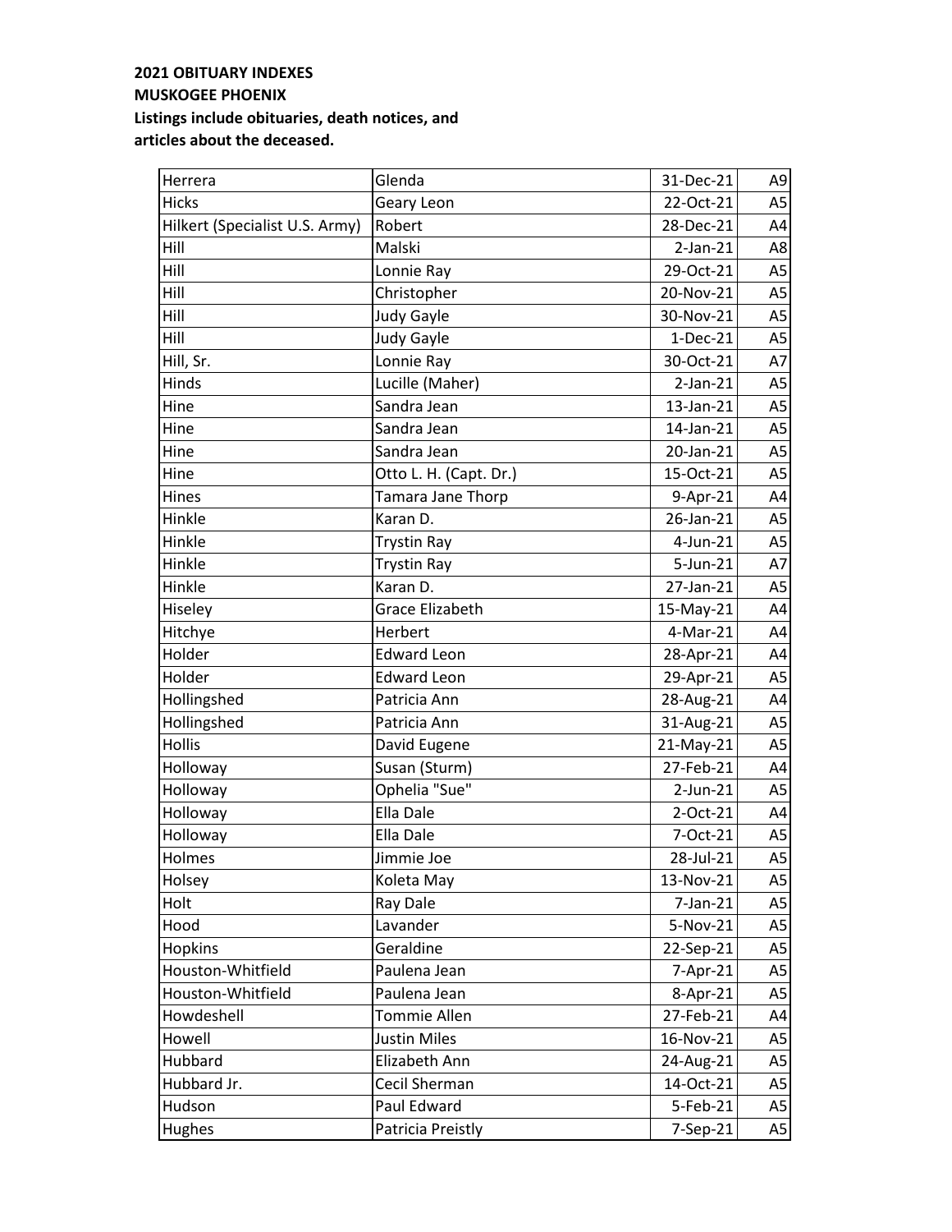**2021 OBITUARY INDEXES**
**MUSKOGEE PHOENIX**
**Listings include obituaries, death notices, and articles about the deceased.**

| | | | |
|---|---|---|---|
| Herrera | Glenda | 31-Dec-21 | A9 |
| Hicks | Geary Leon | 22-Oct-21 | A5 |
| Hilkert (Specialist U.S. Army) | Robert | 28-Dec-21 | A4 |
| Hill | Malski | 2-Jan-21 | A8 |
| Hill | Lonnie Ray | 29-Oct-21 | A5 |
| Hill | Christopher | 20-Nov-21 | A5 |
| Hill | Judy Gayle | 30-Nov-21 | A5 |
| Hill | Judy Gayle | 1-Dec-21 | A5 |
| Hill, Sr. | Lonnie Ray | 30-Oct-21 | A7 |
| Hinds | Lucille (Maher) | 2-Jan-21 | A5 |
| Hine | Sandra Jean | 13-Jan-21 | A5 |
| Hine | Sandra Jean | 14-Jan-21 | A5 |
| Hine | Sandra Jean | 20-Jan-21 | A5 |
| Hine | Otto L. H. (Capt. Dr.) | 15-Oct-21 | A5 |
| Hines | Tamara Jane Thorp | 9-Apr-21 | A4 |
| Hinkle | Karan D. | 26-Jan-21 | A5 |
| Hinkle | Trystin Ray | 4-Jun-21 | A5 |
| Hinkle | Trystin Ray | 5-Jun-21 | A7 |
| Hinkle | Karan D. | 27-Jan-21 | A5 |
| Hiseley | Grace Elizabeth | 15-May-21 | A4 |
| Hitchye | Herbert | 4-Mar-21 | A4 |
| Holder | Edward Leon | 28-Apr-21 | A4 |
| Holder | Edward Leon | 29-Apr-21 | A5 |
| Hollingshed | Patricia Ann | 28-Aug-21 | A4 |
| Hollingshed | Patricia Ann | 31-Aug-21 | A5 |
| Hollis | David Eugene | 21-May-21 | A5 |
| Holloway | Susan (Sturm) | 27-Feb-21 | A4 |
| Holloway | Ophelia "Sue" | 2-Jun-21 | A5 |
| Holloway | Ella Dale | 2-Oct-21 | A4 |
| Holloway | Ella Dale | 7-Oct-21 | A5 |
| Holmes | Jimmie Joe | 28-Jul-21 | A5 |
| Holsey | Koleta May | 13-Nov-21 | A5 |
| Holt | Ray Dale | 7-Jan-21 | A5 |
| Hood | Lavander | 5-Nov-21 | A5 |
| Hopkins | Geraldine | 22-Sep-21 | A5 |
| Houston-Whitfield | Paulena Jean | 7-Apr-21 | A5 |
| Houston-Whitfield | Paulena Jean | 8-Apr-21 | A5 |
| Howdeshell | Tommie Allen | 27-Feb-21 | A4 |
| Howell | Justin Miles | 16-Nov-21 | A5 |
| Hubbard | Elizabeth Ann | 24-Aug-21 | A5 |
| Hubbard Jr. | Cecil Sherman | 14-Oct-21 | A5 |
| Hudson | Paul Edward | 5-Feb-21 | A5 |
| Hughes | Patricia Preistly | 7-Sep-21 | A5 |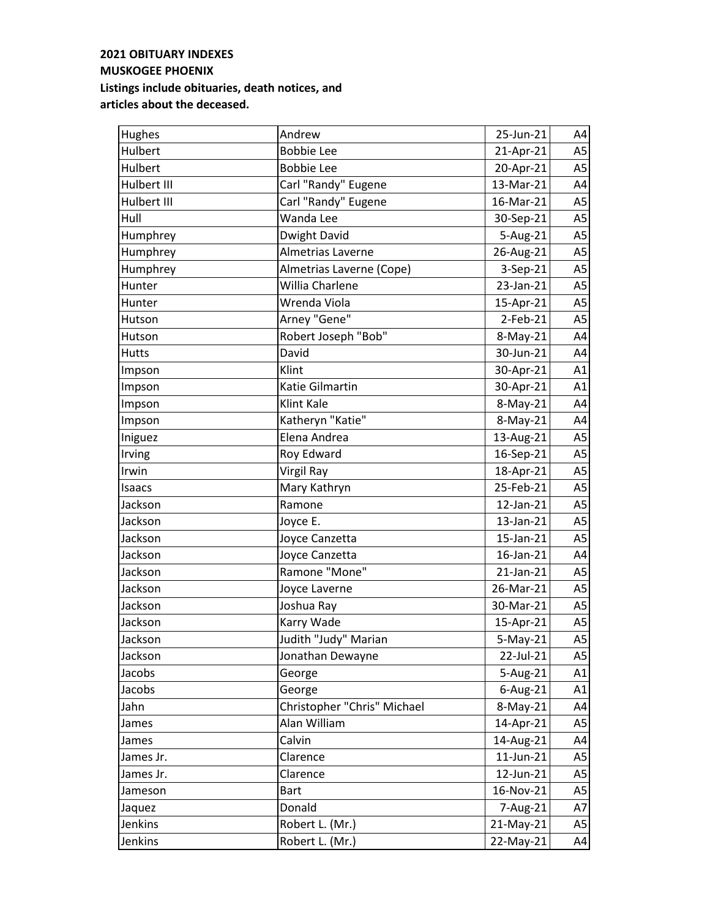**2021 OBITUARY INDEXES**
**MUSKOGEE PHOENIX**
**Listings include obituaries, death notices, and articles about the deceased.**

| | | | |
|---|---|---|---|
| Hughes | Andrew | 25-Jun-21 | A4 |
| Hulbert | Bobbie Lee | 21-Apr-21 | A5 |
| Hulbert | Bobbie Lee | 20-Apr-21 | A5 |
| Hulbert III | Carl "Randy" Eugene | 13-Mar-21 | A4 |
| Hulbert III | Carl "Randy" Eugene | 16-Mar-21 | A5 |
| Hull | Wanda Lee | 30-Sep-21 | A5 |
| Humphrey | Dwight David | 5-Aug-21 | A5 |
| Humphrey | Almetrias Laverne | 26-Aug-21 | A5 |
| Humphrey | Almetrias Laverne (Cope) | 3-Sep-21 | A5 |
| Hunter | Willia Charlene | 23-Jan-21 | A5 |
| Hunter | Wrenda Viola | 15-Apr-21 | A5 |
| Hutson | Arney "Gene" | 2-Feb-21 | A5 |
| Hutson | Robert Joseph "Bob" | 8-May-21 | A4 |
| Hutts | David | 30-Jun-21 | A4 |
| Impson | Klint | 30-Apr-21 | A1 |
| Impson | Katie Gilmartin | 30-Apr-21 | A1 |
| Impson | Klint Kale | 8-May-21 | A4 |
| Impson | Katheryn "Katie" | 8-May-21 | A4 |
| Iniguez | Elena Andrea | 13-Aug-21 | A5 |
| Irving | Roy Edward | 16-Sep-21 | A5 |
| Irwin | Virgil Ray | 18-Apr-21 | A5 |
| Isaacs | Mary Kathryn | 25-Feb-21 | A5 |
| Jackson | Ramone | 12-Jan-21 | A5 |
| Jackson | Joyce E. | 13-Jan-21 | A5 |
| Jackson | Joyce Canzetta | 15-Jan-21 | A5 |
| Jackson | Joyce Canzetta | 16-Jan-21 | A4 |
| Jackson | Ramone "Mone" | 21-Jan-21 | A5 |
| Jackson | Joyce Laverne | 26-Mar-21 | A5 |
| Jackson | Joshua Ray | 30-Mar-21 | A5 |
| Jackson | Karry Wade | 15-Apr-21 | A5 |
| Jackson | Judith "Judy" Marian | 5-May-21 | A5 |
| Jackson | Jonathan Dewayne | 22-Jul-21 | A5 |
| Jacobs | George | 5-Aug-21 | A1 |
| Jacobs | George | 6-Aug-21 | A1 |
| Jahn | Christopher "Chris" Michael | 8-May-21 | A4 |
| James | Alan William | 14-Apr-21 | A5 |
| James | Calvin | 14-Aug-21 | A4 |
| James Jr. | Clarence | 11-Jun-21 | A5 |
| James Jr. | Clarence | 12-Jun-21 | A5 |
| Jameson | Bart | 16-Nov-21 | A5 |
| Jaquez | Donald | 7-Aug-21 | A7 |
| Jenkins | Robert L. (Mr.) | 21-May-21 | A5 |
| Jenkins | Robert L. (Mr.) | 22-May-21 | A4 |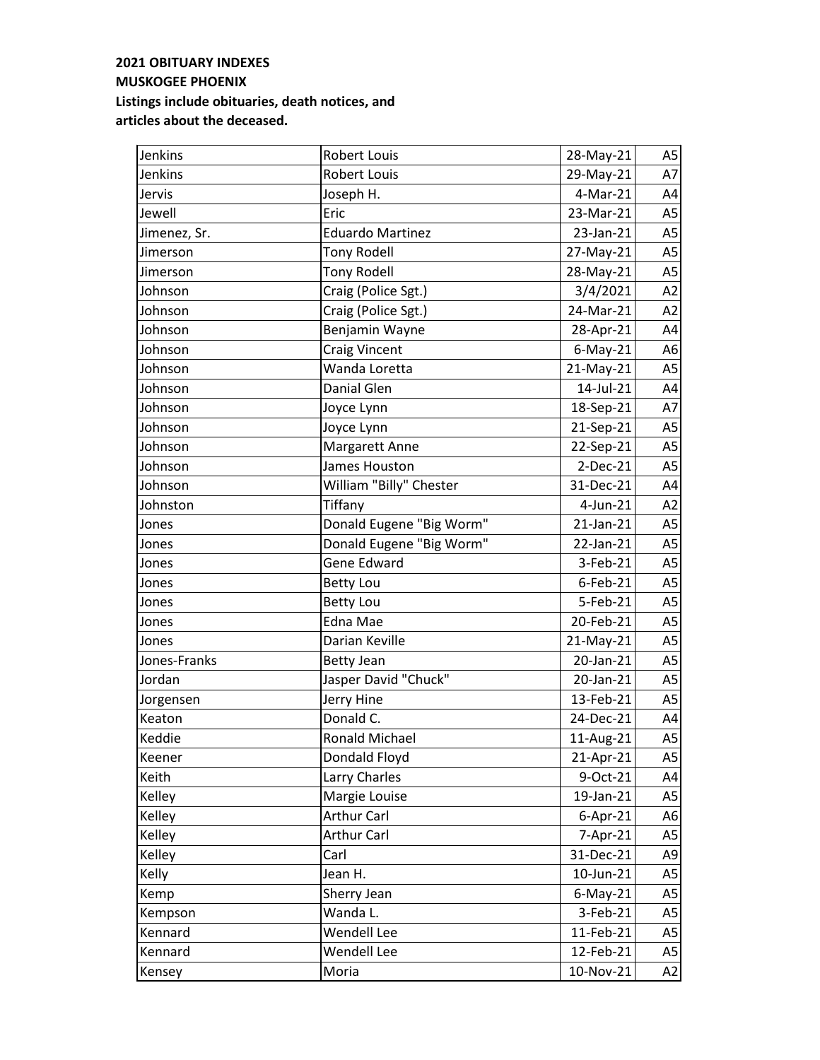**2021 OBITUARY INDEXES**
**MUSKOGEE PHOENIX**
**Listings include obituaries, death notices, and articles about the deceased.**

| | | | |
|---|---|---|---|
| Jenkins | Robert Louis | 28-May-21 | A5 |
| Jenkins | Robert Louis | 29-May-21 | A7 |
| Jervis | Joseph H. | 4-Mar-21 | A4 |
| Jewell | Eric | 23-Mar-21 | A5 |
| Jimenez, Sr. | Eduardo Martinez | 23-Jan-21 | A5 |
| Jimerson | Tony Rodell | 27-May-21 | A5 |
| Jimerson | Tony Rodell | 28-May-21 | A5 |
| Johnson | Craig (Police Sgt.) | 3/4/2021 | A2 |
| Johnson | Craig (Police Sgt.) | 24-Mar-21 | A2 |
| Johnson | Benjamin Wayne | 28-Apr-21 | A4 |
| Johnson | Craig Vincent | 6-May-21 | A6 |
| Johnson | Wanda Loretta | 21-May-21 | A5 |
| Johnson | Danial Glen | 14-Jul-21 | A4 |
| Johnson | Joyce Lynn | 18-Sep-21 | A7 |
| Johnson | Joyce Lynn | 21-Sep-21 | A5 |
| Johnson | Margarett Anne | 22-Sep-21 | A5 |
| Johnson | James Houston | 2-Dec-21 | A5 |
| Johnson | William "Billy" Chester | 31-Dec-21 | A4 |
| Johnston | Tiffany | 4-Jun-21 | A2 |
| Jones | Donald Eugene "Big Worm" | 21-Jan-21 | A5 |
| Jones | Donald Eugene "Big Worm" | 22-Jan-21 | A5 |
| Jones | Gene Edward | 3-Feb-21 | A5 |
| Jones | Betty Lou | 6-Feb-21 | A5 |
| Jones | Betty Lou | 5-Feb-21 | A5 |
| Jones | Edna Mae | 20-Feb-21 | A5 |
| Jones | Darian Keville | 21-May-21 | A5 |
| Jones-Franks | Betty Jean | 20-Jan-21 | A5 |
| Jordan | Jasper David "Chuck" | 20-Jan-21 | A5 |
| Jorgensen | Jerry Hine | 13-Feb-21 | A5 |
| Keaton | Donald C. | 24-Dec-21 | A4 |
| Keddie | Ronald Michael | 11-Aug-21 | A5 |
| Keener | Dondald Floyd | 21-Apr-21 | A5 |
| Keith | Larry Charles | 9-Oct-21 | A4 |
| Kelley | Margie Louise | 19-Jan-21 | A5 |
| Kelley | Arthur Carl | 6-Apr-21 | A6 |
| Kelley | Arthur Carl | 7-Apr-21 | A5 |
| Kelley | Carl | 31-Dec-21 | A9 |
| Kelly | Jean H. | 10-Jun-21 | A5 |
| Kemp | Sherry Jean | 6-May-21 | A5 |
| Kempson | Wanda L. | 3-Feb-21 | A5 |
| Kennard | Wendell Lee | 11-Feb-21 | A5 |
| Kennard | Wendell Lee | 12-Feb-21 | A5 |
| Kensey | Moria | 10-Nov-21 | A2 |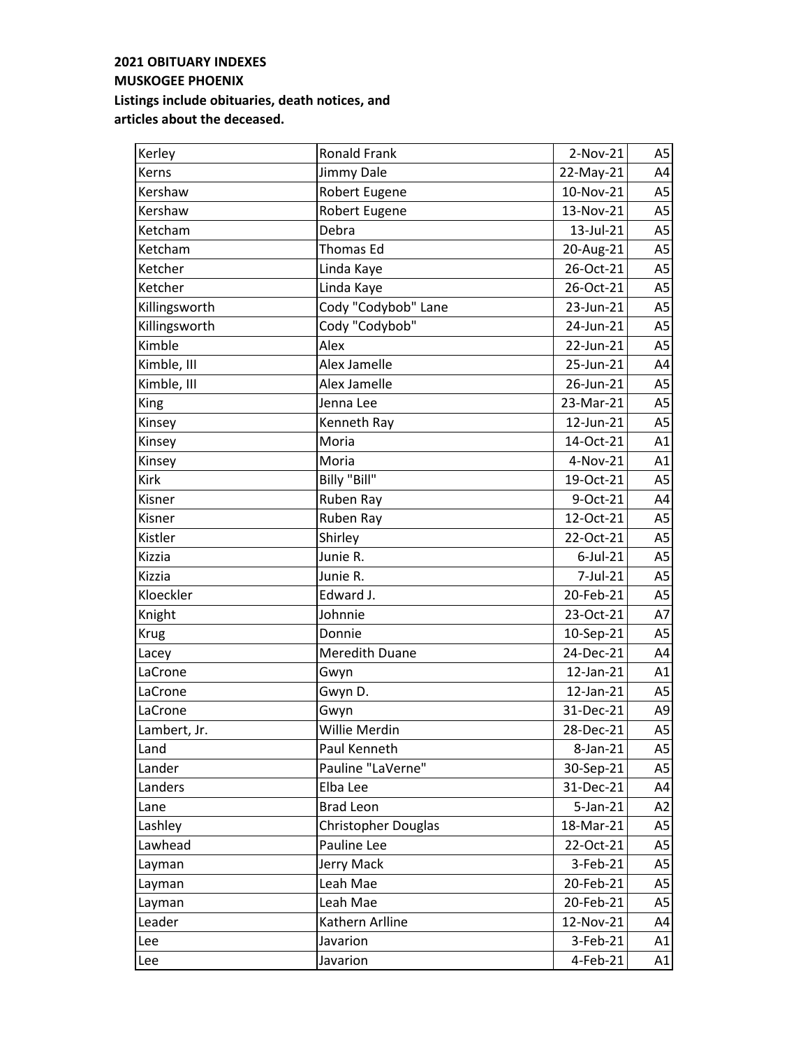**2021 OBITUARY INDEXES**
**MUSKOGEE PHOENIX**
**Listings include obituaries, death notices, and articles about the deceased.**

| | | | |
|---|---|---|---|
| Kerley | Ronald Frank | 2-Nov-21 | A5 |
| Kerns | Jimmy Dale | 22-May-21 | A4 |
| Kershaw | Robert Eugene | 10-Nov-21 | A5 |
| Kershaw | Robert Eugene | 13-Nov-21 | A5 |
| Ketcham | Debra | 13-Jul-21 | A5 |
| Ketcham | Thomas Ed | 20-Aug-21 | A5 |
| Ketcher | Linda Kaye | 26-Oct-21 | A5 |
| Ketcher | Linda Kaye | 26-Oct-21 | A5 |
| Killingsworth | Cody "Codybob" Lane | 23-Jun-21 | A5 |
| Killingsworth | Cody "Codybob" | 24-Jun-21 | A5 |
| Kimble | Alex | 22-Jun-21 | A5 |
| Kimble, III | Alex Jamelle | 25-Jun-21 | A4 |
| Kimble, III | Alex Jamelle | 26-Jun-21 | A5 |
| King | Jenna Lee | 23-Mar-21 | A5 |
| Kinsey | Kenneth Ray | 12-Jun-21 | A5 |
| Kinsey | Moria | 14-Oct-21 | A1 |
| Kinsey | Moria | 4-Nov-21 | A1 |
| Kirk | Billy "Bill" | 19-Oct-21 | A5 |
| Kisner | Ruben Ray | 9-Oct-21 | A4 |
| Kisner | Ruben Ray | 12-Oct-21 | A5 |
| Kistler | Shirley | 22-Oct-21 | A5 |
| Kizzia | Junie R. | 6-Jul-21 | A5 |
| Kizzia | Junie R. | 7-Jul-21 | A5 |
| Kloeckler | Edward J. | 20-Feb-21 | A5 |
| Knight | Johnnie | 23-Oct-21 | A7 |
| Krug | Donnie | 10-Sep-21 | A5 |
| Lacey | Meredith Duane | 24-Dec-21 | A4 |
| LaCrone | Gwyn | 12-Jan-21 | A1 |
| LaCrone | Gwyn D. | 12-Jan-21 | A5 |
| LaCrone | Gwyn | 31-Dec-21 | A9 |
| Lambert, Jr. | Willie Merdin | 28-Dec-21 | A5 |
| Land | Paul Kenneth | 8-Jan-21 | A5 |
| Lander | Pauline "LaVerne" | 30-Sep-21 | A5 |
| Landers | Elba Lee | 31-Dec-21 | A4 |
| Lane | Brad Leon | 5-Jan-21 | A2 |
| Lashley | Christopher Douglas | 18-Mar-21 | A5 |
| Lawhead | Pauline Lee | 22-Oct-21 | A5 |
| Layman | Jerry Mack | 3-Feb-21 | A5 |
| Layman | Leah Mae | 20-Feb-21 | A5 |
| Layman | Leah Mae | 20-Feb-21 | A5 |
| Leader | Kathern Arlline | 12-Nov-21 | A4 |
| Lee | Javarion | 3-Feb-21 | A1 |
| Lee | Javarion | 4-Feb-21 | A1 |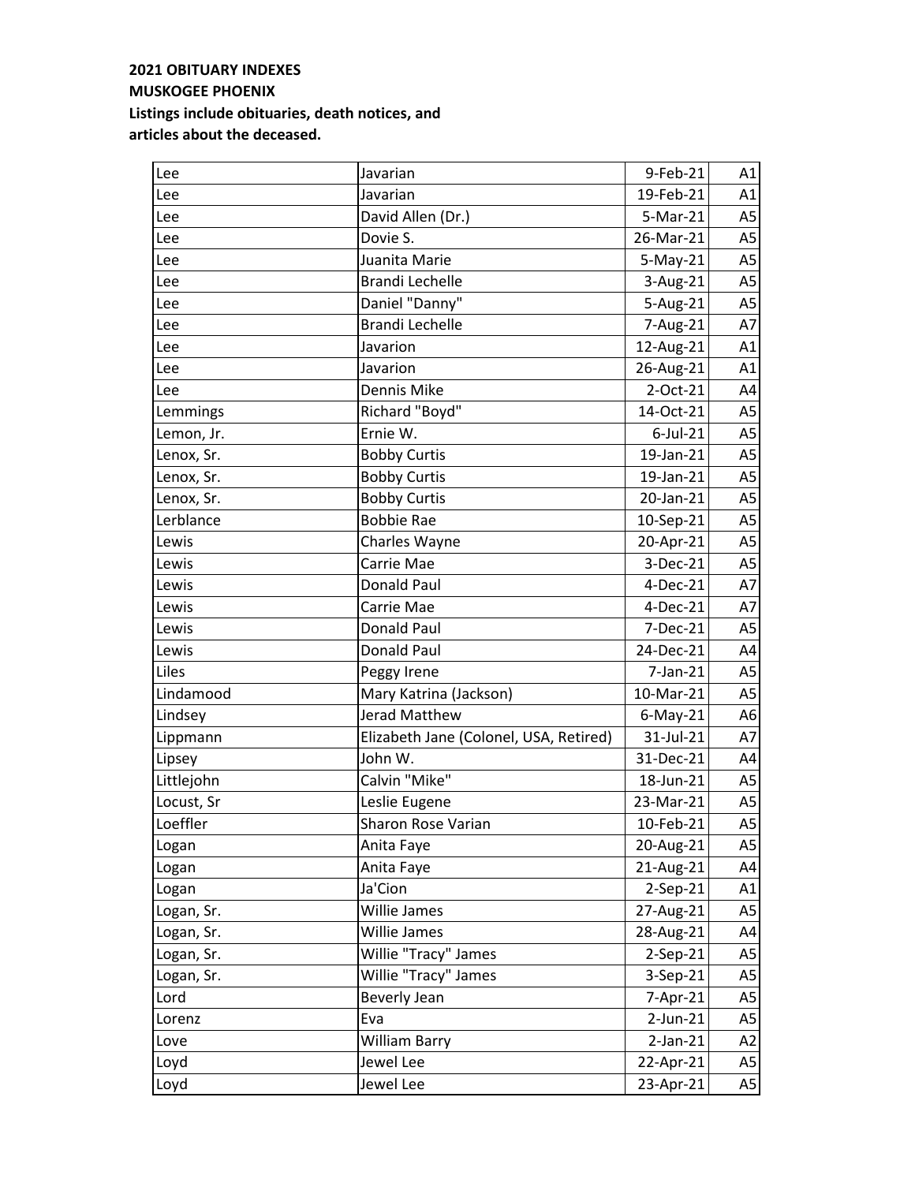**2021 OBITUARY INDEXES**
**MUSKOGEE PHOENIX**
**Listings include obituaries, death notices, and articles about the deceased.**

| | | | |
|---|---|---|---|
| Lee | Javarian | 9-Feb-21 | A1 |
| Lee | Javarian | 19-Feb-21 | A1 |
| Lee | David Allen (Dr.) | 5-Mar-21 | A5 |
| Lee | Dovie S. | 26-Mar-21 | A5 |
| Lee | Juanita Marie | 5-May-21 | A5 |
| Lee | Brandi Lechelle | 3-Aug-21 | A5 |
| Lee | Daniel "Danny" | 5-Aug-21 | A5 |
| Lee | Brandi Lechelle | 7-Aug-21 | A7 |
| Lee | Javarion | 12-Aug-21 | A1 |
| Lee | Javarion | 26-Aug-21 | A1 |
| Lee | Dennis Mike | 2-Oct-21 | A4 |
| Lemmings | Richard "Boyd" | 14-Oct-21 | A5 |
| Lemon, Jr. | Ernie W. | 6-Jul-21 | A5 |
| Lenox, Sr. | Bobby Curtis | 19-Jan-21 | A5 |
| Lenox, Sr. | Bobby Curtis | 19-Jan-21 | A5 |
| Lenox, Sr. | Bobby Curtis | 20-Jan-21 | A5 |
| Lerblance | Bobbie Rae | 10-Sep-21 | A5 |
| Lewis | Charles Wayne | 20-Apr-21 | A5 |
| Lewis | Carrie Mae | 3-Dec-21 | A5 |
| Lewis | Donald Paul | 4-Dec-21 | A7 |
| Lewis | Carrie Mae | 4-Dec-21 | A7 |
| Lewis | Donald Paul | 7-Dec-21 | A5 |
| Lewis | Donald Paul | 24-Dec-21 | A4 |
| Liles | Peggy Irene | 7-Jan-21 | A5 |
| Lindamood | Mary Katrina (Jackson) | 10-Mar-21 | A5 |
| Lindsey | Jerad Matthew | 6-May-21 | A6 |
| Lippmann | Elizabeth Jane (Colonel, USA, Retired) | 31-Jul-21 | A7 |
| Lipsey | John W. | 31-Dec-21 | A4 |
| Littlejohn | Calvin "Mike" | 18-Jun-21 | A5 |
| Locust, Sr | Leslie Eugene | 23-Mar-21 | A5 |
| Loeffler | Sharon Rose Varian | 10-Feb-21 | A5 |
| Logan | Anita Faye | 20-Aug-21 | A5 |
| Logan | Anita Faye | 21-Aug-21 | A4 |
| Logan | Ja'Cion | 2-Sep-21 | A1 |
| Logan, Sr. | Willie James | 27-Aug-21 | A5 |
| Logan, Sr. | Willie James | 28-Aug-21 | A4 |
| Logan, Sr. | Willie "Tracy" James | 2-Sep-21 | A5 |
| Logan, Sr. | Willie "Tracy" James | 3-Sep-21 | A5 |
| Lord | Beverly Jean | 7-Apr-21 | A5 |
| Lorenz | Eva | 2-Jun-21 | A5 |
| Love | William Barry | 2-Jan-21 | A2 |
| Loyd | Jewel Lee | 22-Apr-21 | A5 |
| Loyd | Jewel Lee | 23-Apr-21 | A5 |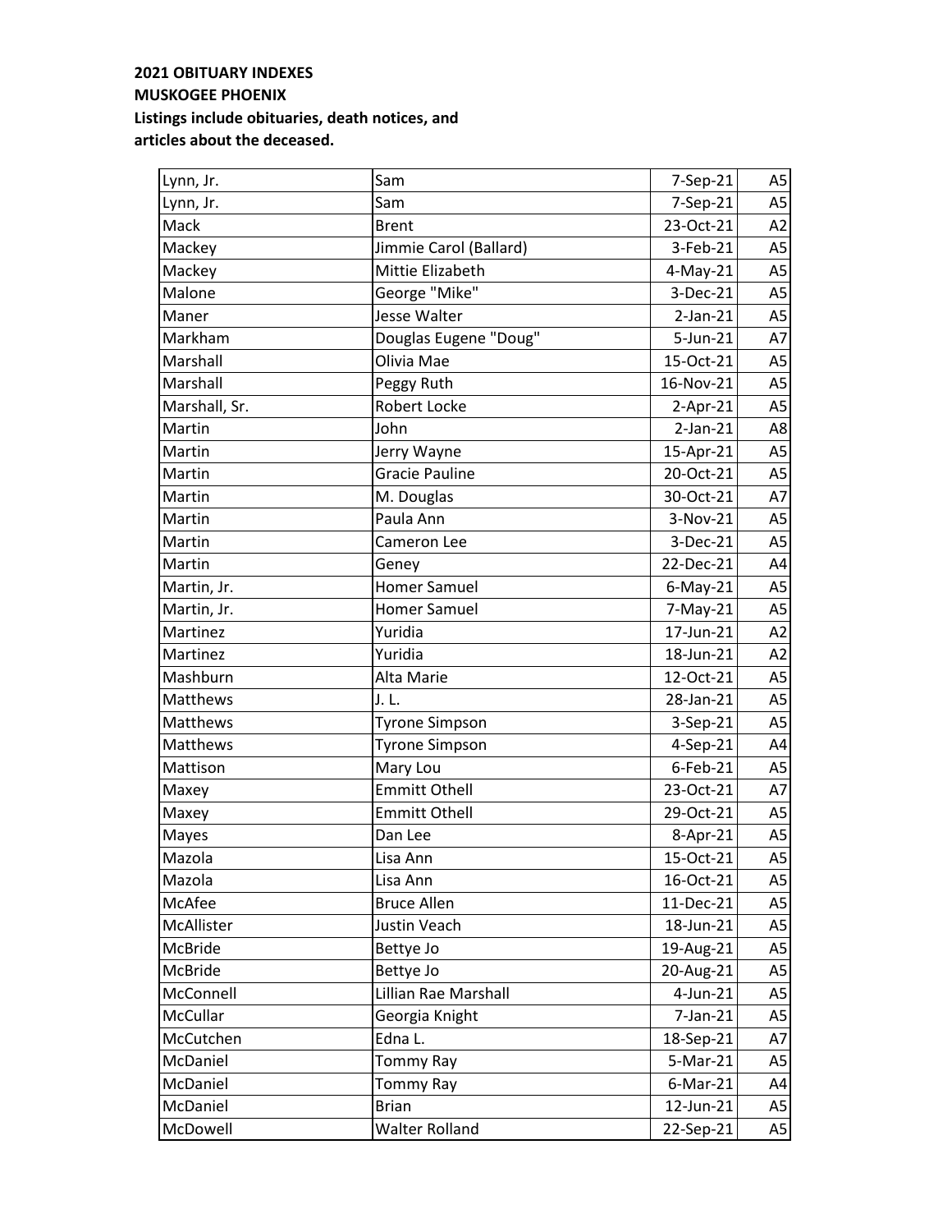**2021 OBITUARY INDEXES**
**MUSKOGEE PHOENIX**
**Listings include obituaries, death notices, and articles about the deceased.**

| | | | |
|---|---|---|---|
| Lynn, Jr. | Sam | 7-Sep-21 | A5 |
| Lynn, Jr. | Sam | 7-Sep-21 | A5 |
| Mack | Brent | 23-Oct-21 | A2 |
| Mackey | Jimmie Carol (Ballard) | 3-Feb-21 | A5 |
| Mackey | Mittie Elizabeth | 4-May-21 | A5 |
| Malone | George "Mike" | 3-Dec-21 | A5 |
| Maner | Jesse Walter | 2-Jan-21 | A5 |
| Markham | Douglas Eugene "Doug" | 5-Jun-21 | A7 |
| Marshall | Olivia Mae | 15-Oct-21 | A5 |
| Marshall | Peggy Ruth | 16-Nov-21 | A5 |
| Marshall, Sr. | Robert Locke | 2-Apr-21 | A5 |
| Martin | John | 2-Jan-21 | A8 |
| Martin | Jerry Wayne | 15-Apr-21 | A5 |
| Martin | Gracie Pauline | 20-Oct-21 | A5 |
| Martin | M. Douglas | 30-Oct-21 | A7 |
| Martin | Paula Ann | 3-Nov-21 | A5 |
| Martin | Cameron Lee | 3-Dec-21 | A5 |
| Martin | Geney | 22-Dec-21 | A4 |
| Martin, Jr. | Homer Samuel | 6-May-21 | A5 |
| Martin, Jr. | Homer Samuel | 7-May-21 | A5 |
| Martinez | Yuridia | 17-Jun-21 | A2 |
| Martinez | Yuridia | 18-Jun-21 | A2 |
| Mashburn | Alta Marie | 12-Oct-21 | A5 |
| Matthews | J. L. | 28-Jan-21 | A5 |
| Matthews | Tyrone Simpson | 3-Sep-21 | A5 |
| Matthews | Tyrone Simpson | 4-Sep-21 | A4 |
| Mattison | Mary Lou | 6-Feb-21 | A5 |
| Maxey | Emmitt Othell | 23-Oct-21 | A7 |
| Maxey | Emmitt Othell | 29-Oct-21 | A5 |
| Mayes | Dan Lee | 8-Apr-21 | A5 |
| Mazola | Lisa Ann | 15-Oct-21 | A5 |
| Mazola | Lisa Ann | 16-Oct-21 | A5 |
| McAfee | Bruce Allen | 11-Dec-21 | A5 |
| McAllister | Justin Veach | 18-Jun-21 | A5 |
| McBride | Bettye Jo | 19-Aug-21 | A5 |
| McBride | Bettye Jo | 20-Aug-21 | A5 |
| McConnell | Lillian Rae Marshall | 4-Jun-21 | A5 |
| McCullar | Georgia Knight | 7-Jan-21 | A5 |
| McCutchen | Edna L. | 18-Sep-21 | A7 |
| McDaniel | Tommy Ray | 5-Mar-21 | A5 |
| McDaniel | Tommy Ray | 6-Mar-21 | A4 |
| McDaniel | Brian | 12-Jun-21 | A5 |
| McDowell | Walter Rolland | 22-Sep-21 | A5 |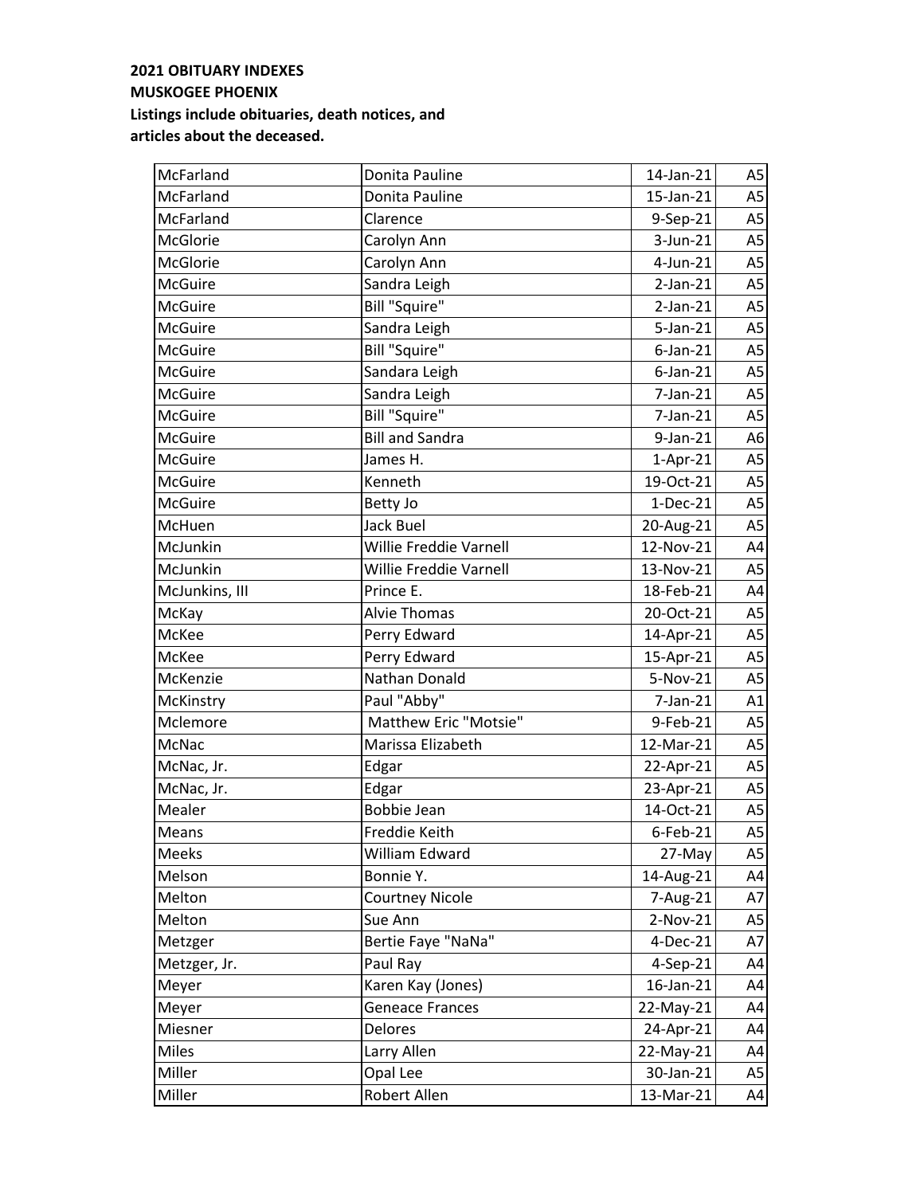**2021 OBITUARY INDEXES**
**MUSKOGEE PHOENIX**
**Listings include obituaries, death notices, and articles about the deceased.**

| | | | |
|---|---|---|---|
| McFarland | Donita Pauline | 14-Jan-21 | A5 |
| McFarland | Donita Pauline | 15-Jan-21 | A5 |
| McFarland | Clarence | 9-Sep-21 | A5 |
| McGlorie | Carolyn Ann | 3-Jun-21 | A5 |
| McGlorie | Carolyn Ann | 4-Jun-21 | A5 |
| McGuire | Sandra Leigh | 2-Jan-21 | A5 |
| McGuire | Bill "Squire" | 2-Jan-21 | A5 |
| McGuire | Sandra Leigh | 5-Jan-21 | A5 |
| McGuire | Bill "Squire" | 6-Jan-21 | A5 |
| McGuire | Sandara Leigh | 6-Jan-21 | A5 |
| McGuire | Sandra Leigh | 7-Jan-21 | A5 |
| McGuire | Bill "Squire" | 7-Jan-21 | A5 |
| McGuire | Bill and Sandra | 9-Jan-21 | A6 |
| McGuire | James H. | 1-Apr-21 | A5 |
| McGuire | Kenneth | 19-Oct-21 | A5 |
| McGuire | Betty Jo | 1-Dec-21 | A5 |
| McHuen | Jack Buel | 20-Aug-21 | A5 |
| McJunkin | Willie Freddie Varnell | 12-Nov-21 | A4 |
| McJunkin | Willie Freddie Varnell | 13-Nov-21 | A5 |
| McJunkins, III | Prince E. | 18-Feb-21 | A4 |
| McKay | Alvie Thomas | 20-Oct-21 | A5 |
| McKee | Perry Edward | 14-Apr-21 | A5 |
| McKee | Perry Edward | 15-Apr-21 | A5 |
| McKenzie | Nathan Donald | 5-Nov-21 | A5 |
| McKinstry | Paul "Abby" | 7-Jan-21 | A1 |
| Mclemore | Matthew Eric "Motsie" | 9-Feb-21 | A5 |
| McNac | Marissa Elizabeth | 12-Mar-21 | A5 |
| McNac, Jr. | Edgar | 22-Apr-21 | A5 |
| McNac, Jr. | Edgar | 23-Apr-21 | A5 |
| Mealer | Bobbie Jean | 14-Oct-21 | A5 |
| Means | Freddie Keith | 6-Feb-21 | A5 |
| Meeks | William Edward | 27-May | A5 |
| Melson | Bonnie Y. | 14-Aug-21 | A4 |
| Melton | Courtney Nicole | 7-Aug-21 | A7 |
| Melton | Sue Ann | 2-Nov-21 | A5 |
| Metzger | Bertie Faye "NaNa" | 4-Dec-21 | A7 |
| Metzger, Jr. | Paul Ray | 4-Sep-21 | A4 |
| Meyer | Karen Kay (Jones) | 16-Jan-21 | A4 |
| Meyer | Geneace Frances | 22-May-21 | A4 |
| Miesner | Delores | 24-Apr-21 | A4 |
| Miles | Larry Allen | 22-May-21 | A4 |
| Miller | Opal Lee | 30-Jan-21 | A5 |
| Miller | Robert Allen | 13-Mar-21 | A4 |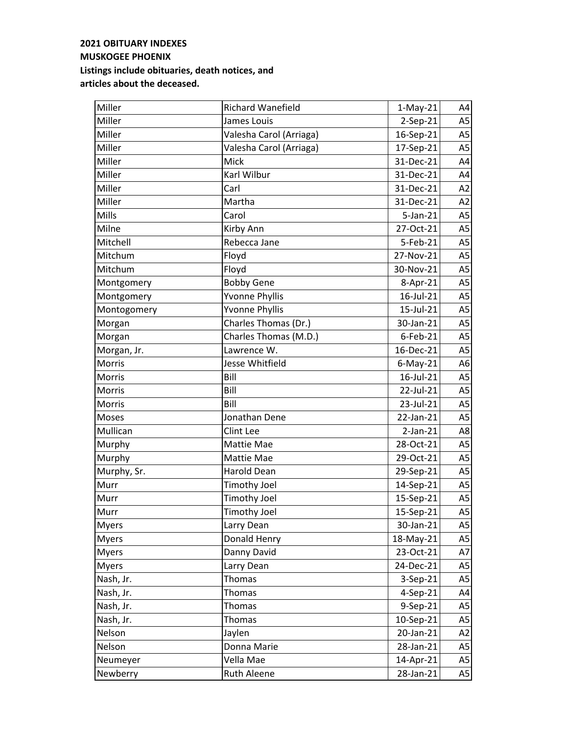**2021 OBITUARY INDEXES**
**MUSKOGEE PHOENIX**
**Listings include obituaries, death notices, and articles about the deceased.**

| | | | |
|---|---|---|---|
| Miller | Richard Wanefield | 1-May-21 | A4 |
| Miller | James Louis | 2-Sep-21 | A5 |
| Miller | Valesha Carol (Arriaga) | 16-Sep-21 | A5 |
| Miller | Valesha Carol (Arriaga) | 17-Sep-21 | A5 |
| Miller | Mick | 31-Dec-21 | A4 |
| Miller | Karl Wilbur | 31-Dec-21 | A4 |
| Miller | Carl | 31-Dec-21 | A2 |
| Miller | Martha | 31-Dec-21 | A2 |
| Mills | Carol | 5-Jan-21 | A5 |
| Milne | Kirby Ann | 27-Oct-21 | A5 |
| Mitchell | Rebecca Jane | 5-Feb-21 | A5 |
| Mitchum | Floyd | 27-Nov-21 | A5 |
| Mitchum | Floyd | 30-Nov-21 | A5 |
| Montgomery | Bobby Gene | 8-Apr-21 | A5 |
| Montgomery | Yvonne Phyllis | 16-Jul-21 | A5 |
| Montogomery | Yvonne Phyllis | 15-Jul-21 | A5 |
| Morgan | Charles Thomas (Dr.) | 30-Jan-21 | A5 |
| Morgan | Charles Thomas (M.D.) | 6-Feb-21 | A5 |
| Morgan, Jr. | Lawrence W. | 16-Dec-21 | A5 |
| Morris | Jesse Whitfield | 6-May-21 | A6 |
| Morris | Bill | 16-Jul-21 | A5 |
| Morris | Bill | 22-Jul-21 | A5 |
| Morris | Bill | 23-Jul-21 | A5 |
| Moses | Jonathan Dene | 22-Jan-21 | A5 |
| Mullican | Clint Lee | 2-Jan-21 | A8 |
| Murphy | Mattie Mae | 28-Oct-21 | A5 |
| Murphy | Mattie Mae | 29-Oct-21 | A5 |
| Murphy, Sr. | Harold Dean | 29-Sep-21 | A5 |
| Murr | Timothy Joel | 14-Sep-21 | A5 |
| Murr | Timothy Joel | 15-Sep-21 | A5 |
| Murr | Timothy Joel | 15-Sep-21 | A5 |
| Myers | Larry Dean | 30-Jan-21 | A5 |
| Myers | Donald Henry | 18-May-21 | A5 |
| Myers | Danny David | 23-Oct-21 | A7 |
| Myers | Larry Dean | 24-Dec-21 | A5 |
| Nash, Jr. | Thomas | 3-Sep-21 | A5 |
| Nash, Jr. | Thomas | 4-Sep-21 | A4 |
| Nash, Jr. | Thomas | 9-Sep-21 | A5 |
| Nash, Jr. | Thomas | 10-Sep-21 | A5 |
| Nelson | Jaylen | 20-Jan-21 | A2 |
| Nelson | Donna Marie | 28-Jan-21 | A5 |
| Neumeyer | Vella Mae | 14-Apr-21 | A5 |
| Newberry | Ruth Aleene | 28-Jan-21 | A5 |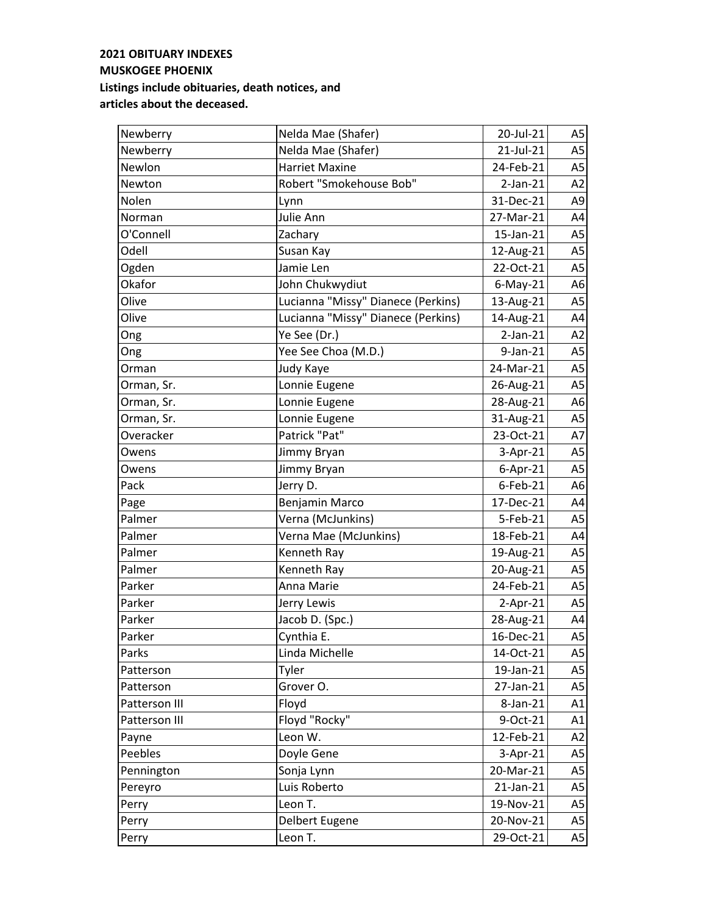**2021 OBITUARY INDEXES**
**MUSKOGEE PHOENIX**
**Listings include obituaries, death notices, and articles about the deceased.**

| | | | |
|---|---|---|---|
| Newberry | Nelda Mae (Shafer) | 20-Jul-21 | A5 |
| Newberry | Nelda Mae (Shafer) | 21-Jul-21 | A5 |
| Newlon | Harriet Maxine | 24-Feb-21 | A5 |
| Newton | Robert "Smokehouse Bob" | 2-Jan-21 | A2 |
| Nolen | Lynn | 31-Dec-21 | A9 |
| Norman | Julie Ann | 27-Mar-21 | A4 |
| O'Connell | Zachary | 15-Jan-21 | A5 |
| Odell | Susan Kay | 12-Aug-21 | A5 |
| Ogden | Jamie Len | 22-Oct-21 | A5 |
| Okafor | John Chukwydiut | 6-May-21 | A6 |
| Olive | Lucianna "Missy" Dianece (Perkins) | 13-Aug-21 | A5 |
| Olive | Lucianna "Missy" Dianece (Perkins) | 14-Aug-21 | A4 |
| Ong | Ye See (Dr.) | 2-Jan-21 | A2 |
| Ong | Yee See Choa (M.D.) | 9-Jan-21 | A5 |
| Orman | Judy Kaye | 24-Mar-21 | A5 |
| Orman, Sr. | Lonnie Eugene | 26-Aug-21 | A5 |
| Orman, Sr. | Lonnie Eugene | 28-Aug-21 | A6 |
| Orman, Sr. | Lonnie Eugene | 31-Aug-21 | A5 |
| Overacker | Patrick "Pat" | 23-Oct-21 | A7 |
| Owens | Jimmy Bryan | 3-Apr-21 | A5 |
| Owens | Jimmy Bryan | 6-Apr-21 | A5 |
| Pack | Jerry D. | 6-Feb-21 | A6 |
| Page | Benjamin Marco | 17-Dec-21 | A4 |
| Palmer | Verna (McJunkins) | 5-Feb-21 | A5 |
| Palmer | Verna Mae (McJunkins) | 18-Feb-21 | A4 |
| Palmer | Kenneth Ray | 19-Aug-21 | A5 |
| Palmer | Kenneth Ray | 20-Aug-21 | A5 |
| Parker | Anna Marie | 24-Feb-21 | A5 |
| Parker | Jerry Lewis | 2-Apr-21 | A5 |
| Parker | Jacob D. (Spc.) | 28-Aug-21 | A4 |
| Parker | Cynthia E. | 16-Dec-21 | A5 |
| Parks | Linda Michelle | 14-Oct-21 | A5 |
| Patterson | Tyler | 19-Jan-21 | A5 |
| Patterson | Grover O. | 27-Jan-21 | A5 |
| Patterson III | Floyd | 8-Jan-21 | A1 |
| Patterson III | Floyd "Rocky" | 9-Oct-21 | A1 |
| Payne | Leon W. | 12-Feb-21 | A2 |
| Peebles | Doyle Gene | 3-Apr-21 | A5 |
| Pennington | Sonja Lynn | 20-Mar-21 | A5 |
| Pereyro | Luis Roberto | 21-Jan-21 | A5 |
| Perry | Leon T. | 19-Nov-21 | A5 |
| Perry | Delbert Eugene | 20-Nov-21 | A5 |
| Perry | Leon T. | 29-Oct-21 | A5 |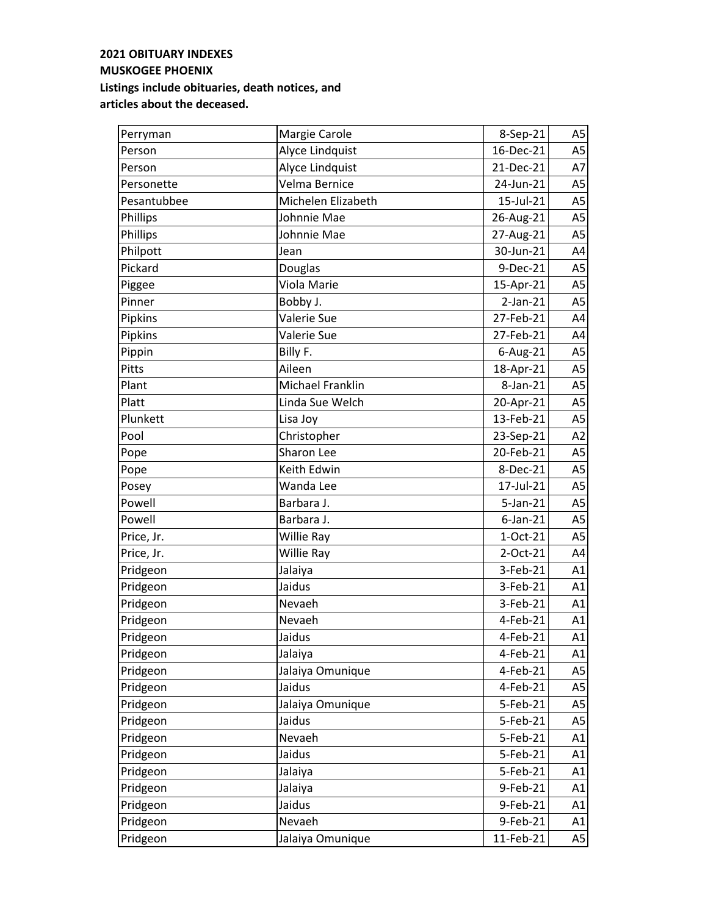**2021 OBITUARY INDEXES**
**MUSKOGEE PHOENIX**
**Listings include obituaries, death notices, and articles about the deceased.**

| | | | |
|---|---|---|---|
| Perryman | Margie Carole | 8-Sep-21 | A5 |
| Person | Alyce Lindquist | 16-Dec-21 | A5 |
| Person | Alyce Lindquist | 21-Dec-21 | A7 |
| Personette | Velma Bernice | 24-Jun-21 | A5 |
| Pesantubbee | Michelen Elizabeth | 15-Jul-21 | A5 |
| Phillips | Johnnie Mae | 26-Aug-21 | A5 |
| Phillips | Johnnie Mae | 27-Aug-21 | A5 |
| Philpott | Jean | 30-Jun-21 | A4 |
| Pickard | Douglas | 9-Dec-21 | A5 |
| Piggee | Viola Marie | 15-Apr-21 | A5 |
| Pinner | Bobby J. | 2-Jan-21 | A5 |
| Pipkins | Valerie Sue | 27-Feb-21 | A4 |
| Pipkins | Valerie Sue | 27-Feb-21 | A4 |
| Pippin | Billy F. | 6-Aug-21 | A5 |
| Pitts | Aileen | 18-Apr-21 | A5 |
| Plant | Michael Franklin | 8-Jan-21 | A5 |
| Platt | Linda Sue Welch | 20-Apr-21 | A5 |
| Plunkett | Lisa Joy | 13-Feb-21 | A5 |
| Pool | Christopher | 23-Sep-21 | A2 |
| Pope | Sharon Lee | 20-Feb-21 | A5 |
| Pope | Keith Edwin | 8-Dec-21 | A5 |
| Posey | Wanda Lee | 17-Jul-21 | A5 |
| Powell | Barbara J. | 5-Jan-21 | A5 |
| Powell | Barbara J. | 6-Jan-21 | A5 |
| Price, Jr. | Willie Ray | 1-Oct-21 | A5 |
| Price, Jr. | Willie Ray | 2-Oct-21 | A4 |
| Pridgeon | Jalaiya | 3-Feb-21 | A1 |
| Pridgeon | Jaidus | 3-Feb-21 | A1 |
| Pridgeon | Nevaeh | 3-Feb-21 | A1 |
| Pridgeon | Nevaeh | 4-Feb-21 | A1 |
| Pridgeon | Jaidus | 4-Feb-21 | A1 |
| Pridgeon | Jalaiya | 4-Feb-21 | A1 |
| Pridgeon | Jalaiya Omunique | 4-Feb-21 | A5 |
| Pridgeon | Jaidus | 4-Feb-21 | A5 |
| Pridgeon | Jalaiya Omunique | 5-Feb-21 | A5 |
| Pridgeon | Jaidus | 5-Feb-21 | A5 |
| Pridgeon | Nevaeh | 5-Feb-21 | A1 |
| Pridgeon | Jaidus | 5-Feb-21 | A1 |
| Pridgeon | Jalaiya | 5-Feb-21 | A1 |
| Pridgeon | Jalaiya | 9-Feb-21 | A1 |
| Pridgeon | Jaidus | 9-Feb-21 | A1 |
| Pridgeon | Nevaeh | 9-Feb-21 | A1 |
| Pridgeon | Jalaiya Omunique | 11-Feb-21 | A5 |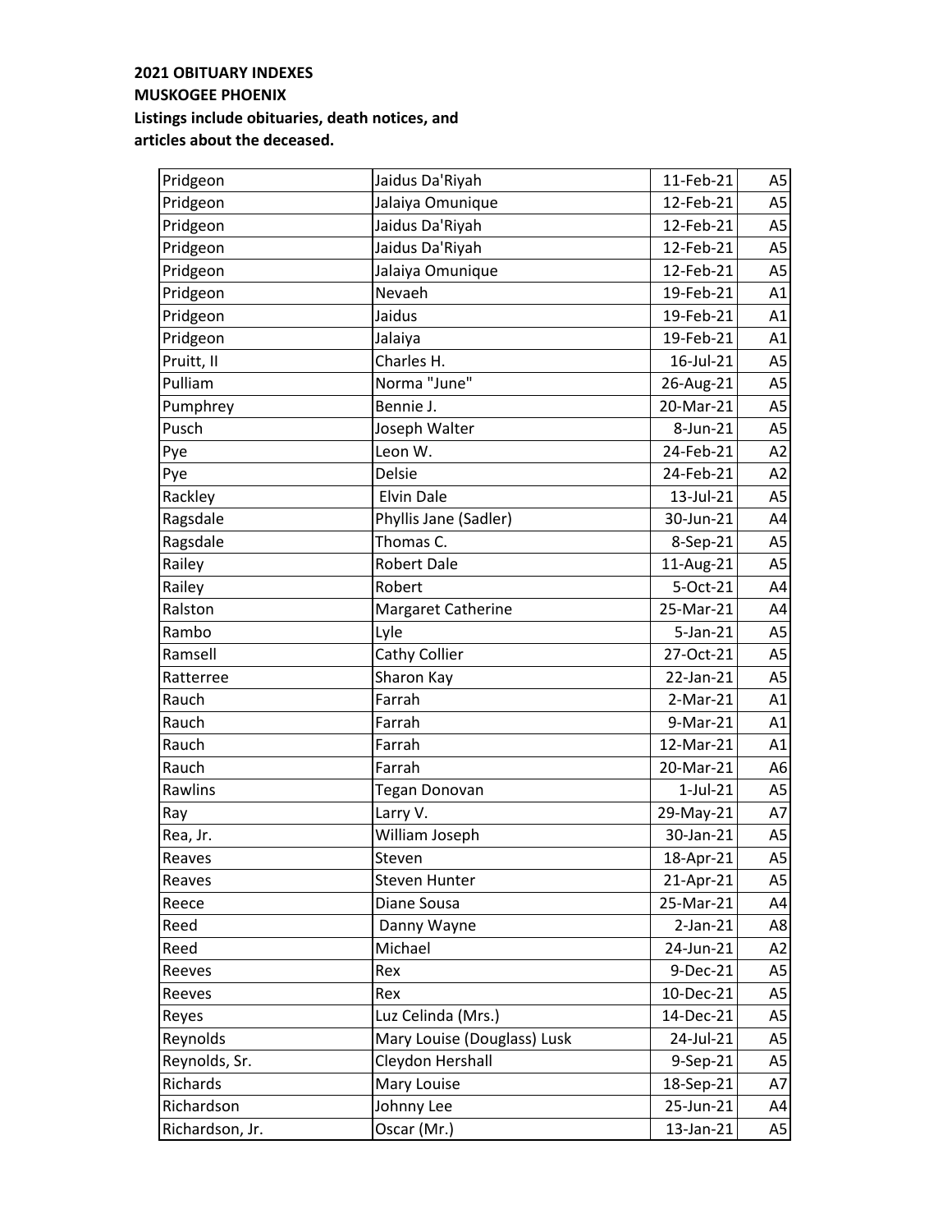**2021 OBITUARY INDEXES**
**MUSKOGEE PHOENIX**
**Listings include obituaries, death notices, and articles about the deceased.**

| | | | |
|---|---|---|---|
| Pridgeon | Jaidus Da'Riyah | 11-Feb-21 | A5 |
| Pridgeon | Jalaiya Omunique | 12-Feb-21 | A5 |
| Pridgeon | Jaidus Da'Riyah | 12-Feb-21 | A5 |
| Pridgeon | Jaidus Da'Riyah | 12-Feb-21 | A5 |
| Pridgeon | Jalaiya Omunique | 12-Feb-21 | A5 |
| Pridgeon | Nevaeh | 19-Feb-21 | A1 |
| Pridgeon | Jaidus | 19-Feb-21 | A1 |
| Pridgeon | Jalaiya | 19-Feb-21 | A1 |
| Pruitt, II | Charles H. | 16-Jul-21 | A5 |
| Pulliam | Norma "June" | 26-Aug-21 | A5 |
| Pumphrey | Bennie J. | 20-Mar-21 | A5 |
| Pusch | Joseph Walter | 8-Jun-21 | A5 |
| Pye | Leon W. | 24-Feb-21 | A2 |
| Pye | Delsie | 24-Feb-21 | A2 |
| Rackley | Elvin Dale | 13-Jul-21 | A5 |
| Ragsdale | Phyllis Jane (Sadler) | 30-Jun-21 | A4 |
| Ragsdale | Thomas C. | 8-Sep-21 | A5 |
| Railey | Robert Dale | 11-Aug-21 | A5 |
| Railey | Robert | 5-Oct-21 | A4 |
| Ralston | Margaret Catherine | 25-Mar-21 | A4 |
| Rambo | Lyle | 5-Jan-21 | A5 |
| Ramsell | Cathy Collier | 27-Oct-21 | A5 |
| Ratterree | Sharon Kay | 22-Jan-21 | A5 |
| Rauch | Farrah | 2-Mar-21 | A1 |
| Rauch | Farrah | 9-Mar-21 | A1 |
| Rauch | Farrah | 12-Mar-21 | A1 |
| Rauch | Farrah | 20-Mar-21 | A6 |
| Rawlins | Tegan Donovan | 1-Jul-21 | A5 |
| Ray | Larry V. | 29-May-21 | A7 |
| Rea, Jr. | William Joseph | 30-Jan-21 | A5 |
| Reaves | Steven | 18-Apr-21 | A5 |
| Reaves | Steven Hunter | 21-Apr-21 | A5 |
| Reece | Diane Sousa | 25-Mar-21 | A4 |
| Reed | Danny Wayne | 2-Jan-21 | A8 |
| Reed | Michael | 24-Jun-21 | A2 |
| Reeves | Rex | 9-Dec-21 | A5 |
| Reeves | Rex | 10-Dec-21 | A5 |
| Reyes | Luz Celinda (Mrs.) | 14-Dec-21 | A5 |
| Reynolds | Mary Louise (Douglass) Lusk | 24-Jul-21 | A5 |
| Reynolds, Sr. | Cleydon Hershall | 9-Sep-21 | A5 |
| Richards | Mary Louise | 18-Sep-21 | A7 |
| Richardson | Johnny Lee | 25-Jun-21 | A4 |
| Richardson, Jr. | Oscar (Mr.) | 13-Jan-21 | A5 |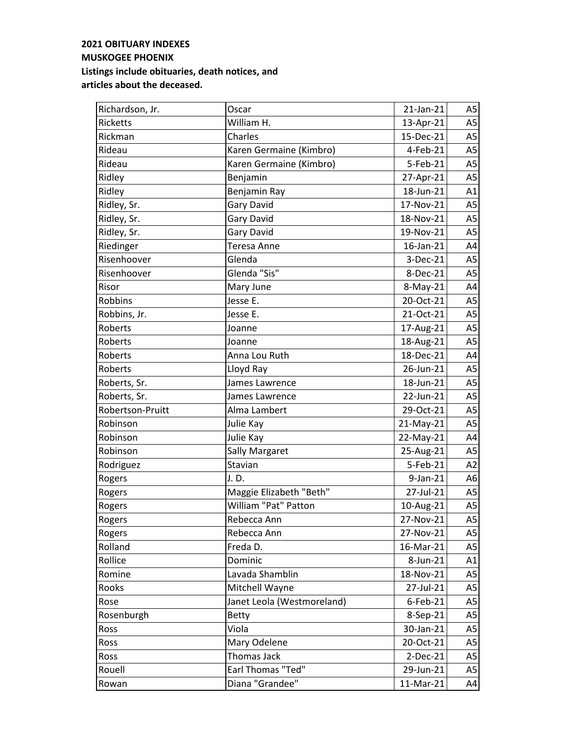**2021 OBITUARY INDEXES**
**MUSKOGEE PHOENIX**
**Listings include obituaries, death notices, and articles about the deceased.**

| | | | |
|---|---|---|---|
| Richardson, Jr. | Oscar | 21-Jan-21 | A5 |
| Ricketts | William H. | 13-Apr-21 | A5 |
| Rickman | Charles | 15-Dec-21 | A5 |
| Rideau | Karen Germaine (Kimbro) | 4-Feb-21 | A5 |
| Rideau | Karen Germaine (Kimbro) | 5-Feb-21 | A5 |
| Ridley | Benjamin | 27-Apr-21 | A5 |
| Ridley | Benjamin Ray | 18-Jun-21 | A1 |
| Ridley, Sr. | Gary David | 17-Nov-21 | A5 |
| Ridley, Sr. | Gary David | 18-Nov-21 | A5 |
| Ridley, Sr. | Gary David | 19-Nov-21 | A5 |
| Riedinger | Teresa Anne | 16-Jan-21 | A4 |
| Risenhoover | Glenda | 3-Dec-21 | A5 |
| Risenhoover | Glenda "Sis" | 8-Dec-21 | A5 |
| Risor | Mary June | 8-May-21 | A4 |
| Robbins | Jesse E. | 20-Oct-21 | A5 |
| Robbins, Jr. | Jesse E. | 21-Oct-21 | A5 |
| Roberts | Joanne | 17-Aug-21 | A5 |
| Roberts | Joanne | 18-Aug-21 | A5 |
| Roberts | Anna Lou Ruth | 18-Dec-21 | A4 |
| Roberts | Lloyd Ray | 26-Jun-21 | A5 |
| Roberts, Sr. | James Lawrence | 18-Jun-21 | A5 |
| Roberts, Sr. | James Lawrence | 22-Jun-21 | A5 |
| Robertson-Pruitt | Alma Lambert | 29-Oct-21 | A5 |
| Robinson | Julie Kay | 21-May-21 | A5 |
| Robinson | Julie Kay | 22-May-21 | A4 |
| Robinson | Sally Margaret | 25-Aug-21 | A5 |
| Rodriguez | Stavian | 5-Feb-21 | A2 |
| Rogers | J. D. | 9-Jan-21 | A6 |
| Rogers | Maggie Elizabeth "Beth" | 27-Jul-21 | A5 |
| Rogers | William "Pat" Patton | 10-Aug-21 | A5 |
| Rogers | Rebecca Ann | 27-Nov-21 | A5 |
| Rogers | Rebecca Ann | 27-Nov-21 | A5 |
| Rolland | Freda D. | 16-Mar-21 | A5 |
| Rollice | Dominic | 8-Jun-21 | A1 |
| Romine | Lavada Shamblin | 18-Nov-21 | A5 |
| Rooks | Mitchell Wayne | 27-Jul-21 | A5 |
| Rose | Janet Leola (Westmoreland) | 6-Feb-21 | A5 |
| Rosenburgh | Betty | 8-Sep-21 | A5 |
| Ross | Viola | 30-Jan-21 | A5 |
| Ross | Mary Odelene | 20-Oct-21 | A5 |
| Ross | Thomas Jack | 2-Dec-21 | A5 |
| Rouell | Earl Thomas "Ted" | 29-Jun-21 | A5 |
| Rowan | Diana "Grandee" | 11-Mar-21 | A4 |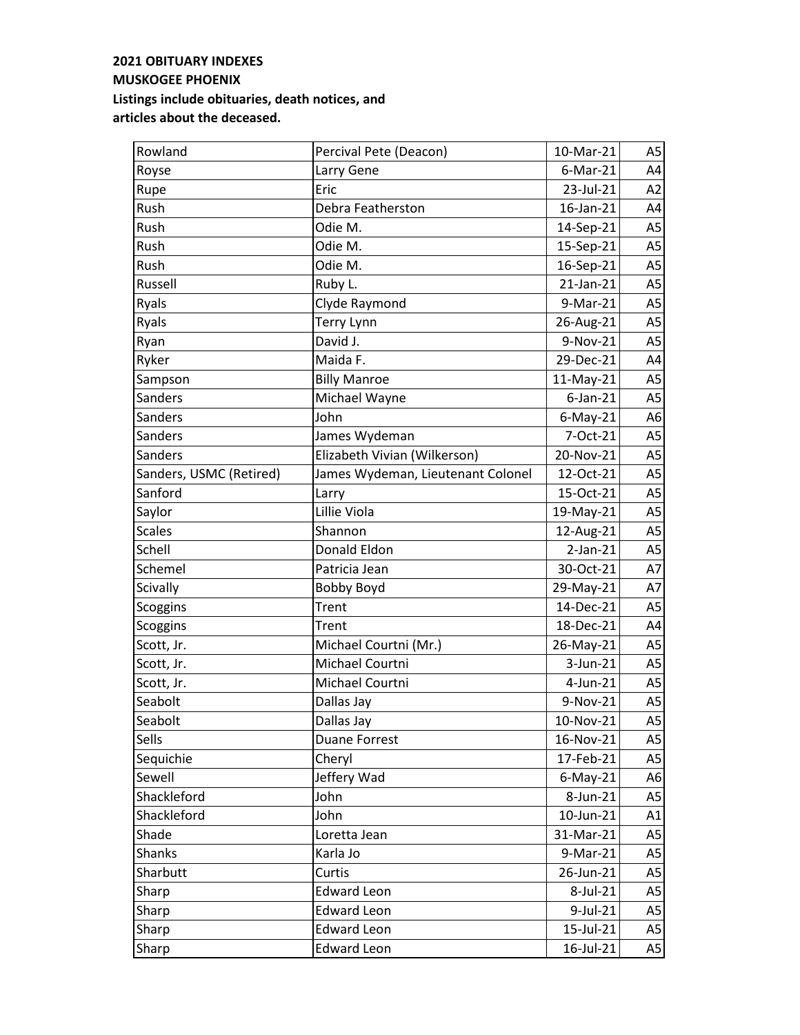**2021 OBITUARY INDEXES**
**MUSKOGEE PHOENIX**
**Listings include obituaries, death notices, and articles about the deceased.**

| | | | |
|---|---|---|---|
| Rowland | Percival Pete (Deacon) | 10-Mar-21 | A5 |
| Royse | Larry Gene | 6-Mar-21 | A4 |
| Rupe | Eric | 23-Jul-21 | A2 |
| Rush | Debra Featherston | 16-Jan-21 | A4 |
| Rush | Odie M. | 14-Sep-21 | A5 |
| Rush | Odie M. | 15-Sep-21 | A5 |
| Rush | Odie M. | 16-Sep-21 | A5 |
| Russell | Ruby L. | 21-Jan-21 | A5 |
| Ryals | Clyde Raymond | 9-Mar-21 | A5 |
| Ryals | Terry Lynn | 26-Aug-21 | A5 |
| Ryan | David J. | 9-Nov-21 | A5 |
| Ryker | Maida F. | 29-Dec-21 | A4 |
| Sampson | Billy Manroe | 11-May-21 | A5 |
| Sanders | Michael Wayne | 6-Jan-21 | A5 |
| Sanders | John | 6-May-21 | A6 |
| Sanders | James Wydeman | 7-Oct-21 | A5 |
| Sanders | Elizabeth Vivian (Wilkerson) | 20-Nov-21 | A5 |
| Sanders, USMC (Retired) | James Wydeman, Lieutenant Colonel | 12-Oct-21 | A5 |
| Sanford | Larry | 15-Oct-21 | A5 |
| Saylor | Lillie Viola | 19-May-21 | A5 |
| Scales | Shannon | 12-Aug-21 | A5 |
| Schell | Donald Eldon | 2-Jan-21 | A5 |
| Schemel | Patricia Jean | 30-Oct-21 | A7 |
| Scivally | Bobby Boyd | 29-May-21 | A7 |
| Scoggins | Trent | 14-Dec-21 | A5 |
| Scoggins | Trent | 18-Dec-21 | A4 |
| Scott, Jr. | Michael Courtni (Mr.) | 26-May-21 | A5 |
| Scott, Jr. | Michael Courtni | 3-Jun-21 | A5 |
| Scott, Jr. | Michael Courtni | 4-Jun-21 | A5 |
| Seabolt | Dallas Jay | 9-Nov-21 | A5 |
| Seabolt | Dallas Jay | 10-Nov-21 | A5 |
| Sells | Duane Forrest | 16-Nov-21 | A5 |
| Sequichie | Cheryl | 17-Feb-21 | A5 |
| Sewell | Jeffery Wad | 6-May-21 | A6 |
| Shackleford | John | 8-Jun-21 | A5 |
| Shackleford | John | 10-Jun-21 | A1 |
| Shade | Loretta Jean | 31-Mar-21 | A5 |
| Shanks | Karla Jo | 9-Mar-21 | A5 |
| Sharbutt | Curtis | 26-Jun-21 | A5 |
| Sharp | Edward Leon | 8-Jul-21 | A5 |
| Sharp | Edward Leon | 9-Jul-21 | A5 |
| Sharp | Edward Leon | 15-Jul-21 | A5 |
| Sharp | Edward Leon | 16-Jul-21 | A5 |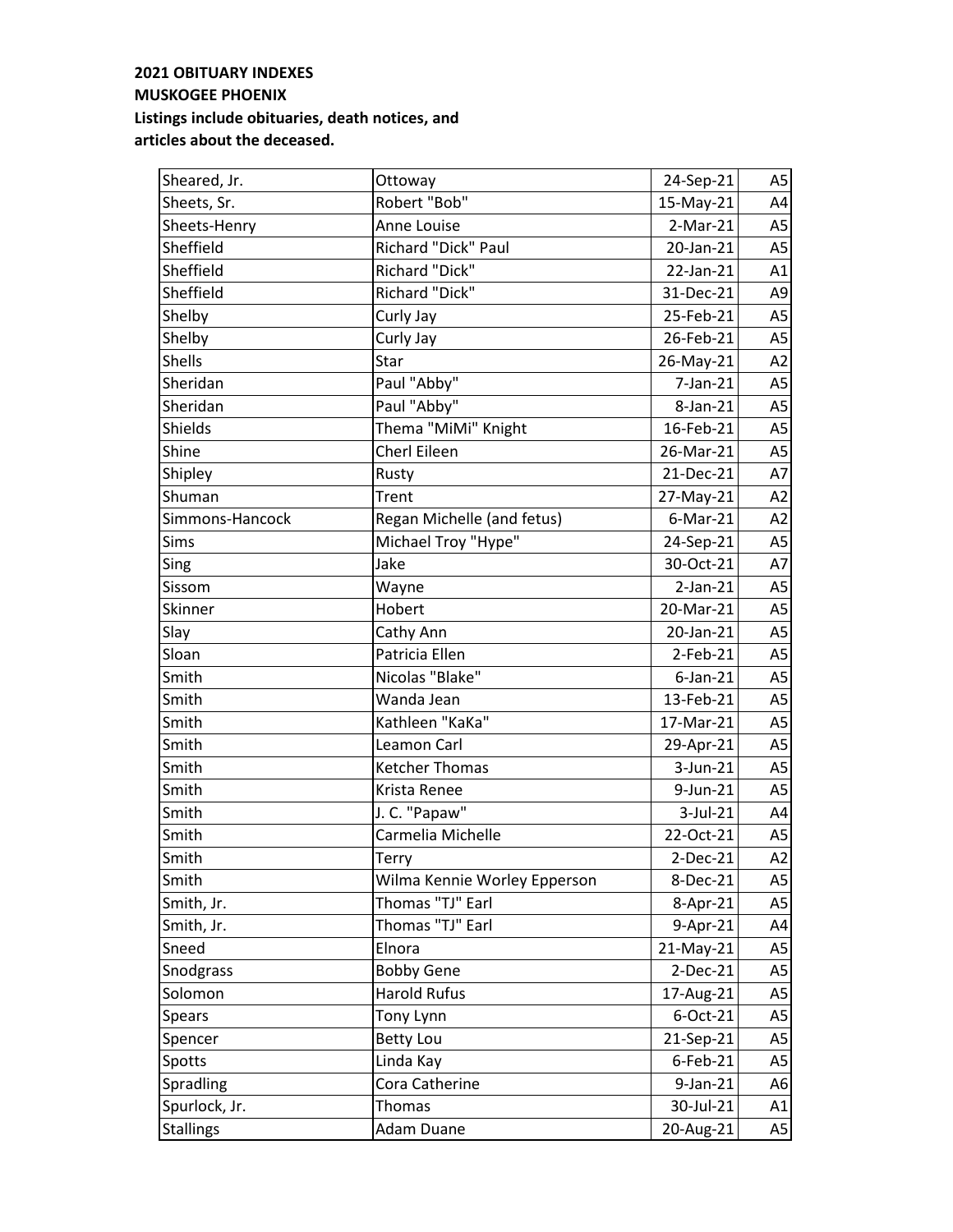**2021 OBITUARY INDEXES**
**MUSKOGEE PHOENIX**
**Listings include obituaries, death notices, and articles about the deceased.**

| | | | |
|---|---|---|---|
| Sheared, Jr. | Ottoway | 24-Sep-21 | A5 |
| Sheets, Sr. | Robert "Bob" | 15-May-21 | A4 |
| Sheets-Henry | Anne Louise | 2-Mar-21 | A5 |
| Sheffield | Richard "Dick" Paul | 20-Jan-21 | A5 |
| Sheffield | Richard "Dick" | 22-Jan-21 | A1 |
| Sheffield | Richard "Dick" | 31-Dec-21 | A9 |
| Shelby | Curly Jay | 25-Feb-21 | A5 |
| Shelby | Curly Jay | 26-Feb-21 | A5 |
| Shells | Star | 26-May-21 | A2 |
| Sheridan | Paul "Abby" | 7-Jan-21 | A5 |
| Sheridan | Paul "Abby" | 8-Jan-21 | A5 |
| Shields | Thema "MiMi" Knight | 16-Feb-21 | A5 |
| Shine | Cherl Eileen | 26-Mar-21 | A5 |
| Shipley | Rusty | 21-Dec-21 | A7 |
| Shuman | Trent | 27-May-21 | A2 |
| Simmons-Hancock | Regan Michelle (and fetus) | 6-Mar-21 | A2 |
| Sims | Michael Troy "Hype" | 24-Sep-21 | A5 |
| Sing | Jake | 30-Oct-21 | A7 |
| Sissom | Wayne | 2-Jan-21 | A5 |
| Skinner | Hobert | 20-Mar-21 | A5 |
| Slay | Cathy Ann | 20-Jan-21 | A5 |
| Sloan | Patricia Ellen | 2-Feb-21 | A5 |
| Smith | Nicolas "Blake" | 6-Jan-21 | A5 |
| Smith | Wanda Jean | 13-Feb-21 | A5 |
| Smith | Kathleen "KaKa" | 17-Mar-21 | A5 |
| Smith | Leamon Carl | 29-Apr-21 | A5 |
| Smith | Ketcher Thomas | 3-Jun-21 | A5 |
| Smith | Krista Renee | 9-Jun-21 | A5 |
| Smith | J. C. "Papaw" | 3-Jul-21 | A4 |
| Smith | Carmelia Michelle | 22-Oct-21 | A5 |
| Smith | Terry | 2-Dec-21 | A2 |
| Smith | Wilma Kennie Worley Epperson | 8-Dec-21 | A5 |
| Smith, Jr. | Thomas "TJ" Earl | 8-Apr-21 | A5 |
| Smith, Jr. | Thomas "TJ" Earl | 9-Apr-21 | A4 |
| Sneed | Elnora | 21-May-21 | A5 |
| Snodgrass | Bobby Gene | 2-Dec-21 | A5 |
| Solomon | Harold Rufus | 17-Aug-21 | A5 |
| Spears | Tony Lynn | 6-Oct-21 | A5 |
| Spencer | Betty Lou | 21-Sep-21 | A5 |
| Spotts | Linda Kay | 6-Feb-21 | A5 |
| Spradling | Cora Catherine | 9-Jan-21 | A6 |
| Spurlock, Jr. | Thomas | 30-Jul-21 | A1 |
| Stallings | Adam Duane | 20-Aug-21 | A5 |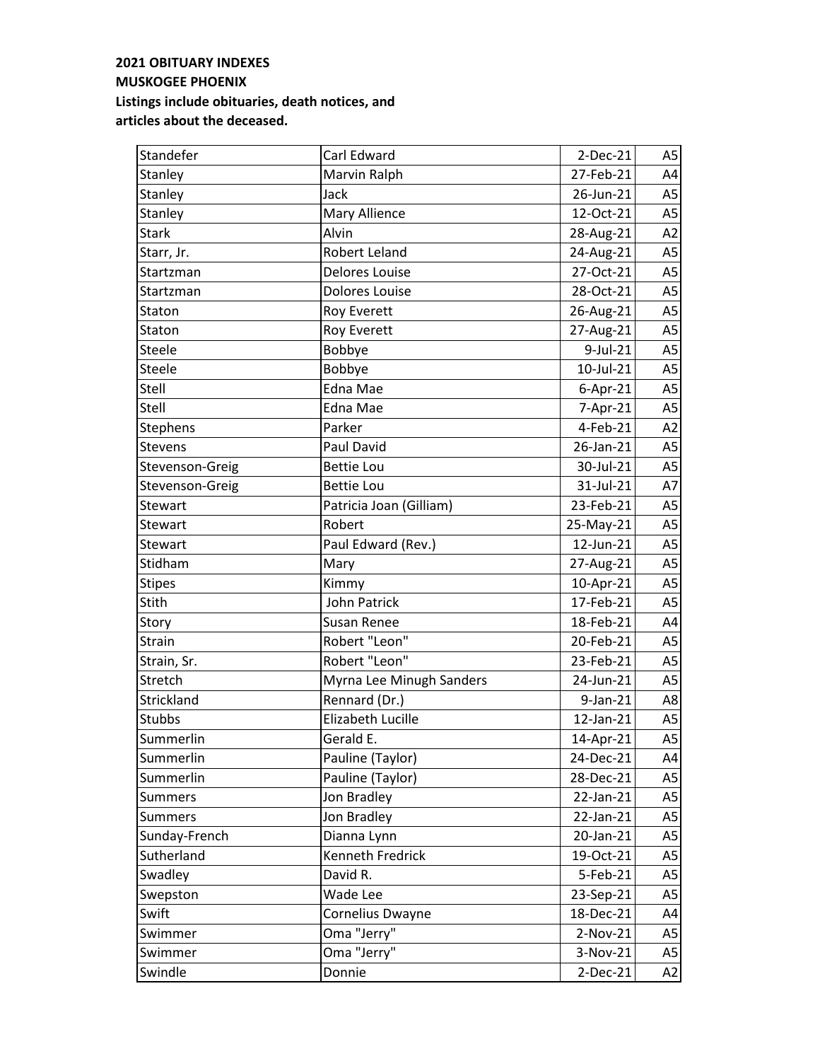**2021 OBITUARY INDEXES**
**MUSKOGEE PHOENIX**
**Listings include obituaries, death notices, and articles about the deceased.**

| | | | |
|---|---|---|---|
| Standefer | Carl Edward | 2-Dec-21 | A5 |
| Stanley | Marvin Ralph | 27-Feb-21 | A4 |
| Stanley | Jack | 26-Jun-21 | A5 |
| Stanley | Mary Allience | 12-Oct-21 | A5 |
| Stark | Alvin | 28-Aug-21 | A2 |
| Starr, Jr. | Robert Leland | 24-Aug-21 | A5 |
| Startzman | Delores Louise | 27-Oct-21 | A5 |
| Startzman | Dolores Louise | 28-Oct-21 | A5 |
| Staton | Roy Everett | 26-Aug-21 | A5 |
| Staton | Roy Everett | 27-Aug-21 | A5 |
| Steele | Bobbye | 9-Jul-21 | A5 |
| Steele | Bobbye | 10-Jul-21 | A5 |
| Stell | Edna Mae | 6-Apr-21 | A5 |
| Stell | Edna Mae | 7-Apr-21 | A5 |
| Stephens | Parker | 4-Feb-21 | A2 |
| Stevens | Paul David | 26-Jan-21 | A5 |
| Stevenson-Greig | Bettie Lou | 30-Jul-21 | A5 |
| Stevenson-Greig | Bettie Lou | 31-Jul-21 | A7 |
| Stewart | Patricia Joan (Gilliam) | 23-Feb-21 | A5 |
| Stewart | Robert | 25-May-21 | A5 |
| Stewart | Paul Edward (Rev.) | 12-Jun-21 | A5 |
| Stidham | Mary | 27-Aug-21 | A5 |
| Stipes | Kimmy | 10-Apr-21 | A5 |
| Stith | John Patrick | 17-Feb-21 | A5 |
| Story | Susan Renee | 18-Feb-21 | A4 |
| Strain | Robert "Leon" | 20-Feb-21 | A5 |
| Strain, Sr. | Robert "Leon" | 23-Feb-21 | A5 |
| Stretch | Myrna Lee Minugh Sanders | 24-Jun-21 | A5 |
| Strickland | Rennard (Dr.) | 9-Jan-21 | A8 |
| Stubbs | Elizabeth Lucille | 12-Jan-21 | A5 |
| Summerlin | Gerald E. | 14-Apr-21 | A5 |
| Summerlin | Pauline (Taylor) | 24-Dec-21 | A4 |
| Summerlin | Pauline (Taylor) | 28-Dec-21 | A5 |
| Summers | Jon Bradley | 22-Jan-21 | A5 |
| Summers | Jon Bradley | 22-Jan-21 | A5 |
| Sunday-French | Dianna Lynn | 20-Jan-21 | A5 |
| Sutherland | Kenneth Fredrick | 19-Oct-21 | A5 |
| Swadley | David R. | 5-Feb-21 | A5 |
| Swepston | Wade Lee | 23-Sep-21 | A5 |
| Swift | Cornelius Dwayne | 18-Dec-21 | A4 |
| Swimmer | Oma "Jerry" | 2-Nov-21 | A5 |
| Swimmer | Oma "Jerry" | 3-Nov-21 | A5 |
| Swindle | Donnie | 2-Dec-21 | A2 |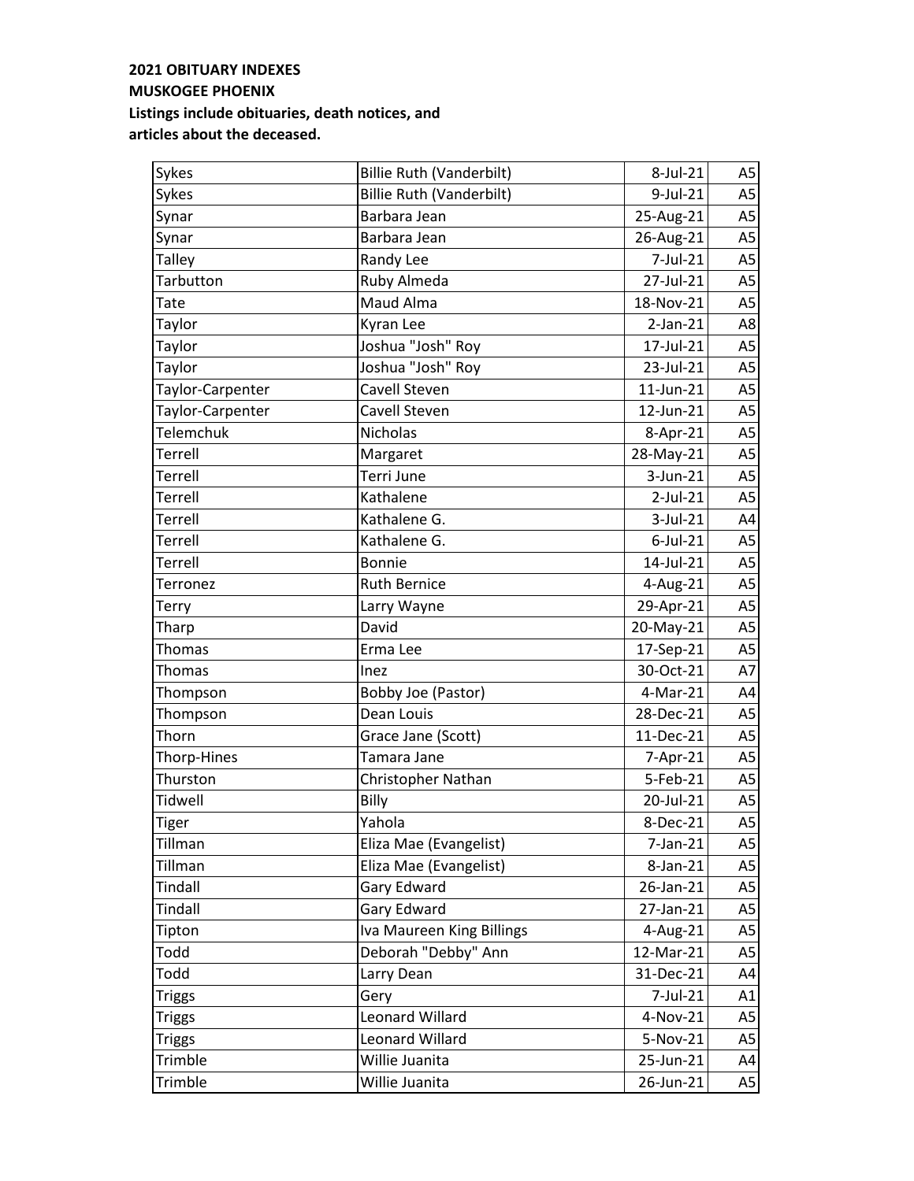**2021 OBITUARY INDEXES**
**MUSKOGEE PHOENIX**
**Listings include obituaries, death notices, and articles about the deceased.**

| | | | |
|---|---|---|---|
| Sykes | Billie Ruth (Vanderbilt) | 8-Jul-21 | A5 |
| Sykes | Billie Ruth (Vanderbilt) | 9-Jul-21 | A5 |
| Synar | Barbara Jean | 25-Aug-21 | A5 |
| Synar | Barbara Jean | 26-Aug-21 | A5 |
| Talley | Randy Lee | 7-Jul-21 | A5 |
| Tarbutton | Ruby Almeda | 27-Jul-21 | A5 |
| Tate | Maud Alma | 18-Nov-21 | A5 |
| Taylor | Kyran Lee | 2-Jan-21 | A8 |
| Taylor | Joshua "Josh" Roy | 17-Jul-21 | A5 |
| Taylor | Joshua "Josh" Roy | 23-Jul-21 | A5 |
| Taylor-Carpenter | Cavell Steven | 11-Jun-21 | A5 |
| Taylor-Carpenter | Cavell Steven | 12-Jun-21 | A5 |
| Telemchuk | Nicholas | 8-Apr-21 | A5 |
| Terrell | Margaret | 28-May-21 | A5 |
| Terrell | Terri June | 3-Jun-21 | A5 |
| Terrell | Kathalene | 2-Jul-21 | A5 |
| Terrell | Kathalene G. | 3-Jul-21 | A4 |
| Terrell | Kathalene G. | 6-Jul-21 | A5 |
| Terrell | Bonnie | 14-Jul-21 | A5 |
| Terronez | Ruth Bernice | 4-Aug-21 | A5 |
| Terry | Larry Wayne | 29-Apr-21 | A5 |
| Tharp | David | 20-May-21 | A5 |
| Thomas | Erma Lee | 17-Sep-21 | A5 |
| Thomas | Inez | 30-Oct-21 | A7 |
| Thompson | Bobby Joe (Pastor) | 4-Mar-21 | A4 |
| Thompson | Dean Louis | 28-Dec-21 | A5 |
| Thorn | Grace Jane (Scott) | 11-Dec-21 | A5 |
| Thorp-Hines | Tamara Jane | 7-Apr-21 | A5 |
| Thurston | Christopher Nathan | 5-Feb-21 | A5 |
| Tidwell | Billy | 20-Jul-21 | A5 |
| Tiger | Yahola | 8-Dec-21 | A5 |
| Tillman | Eliza Mae (Evangelist) | 7-Jan-21 | A5 |
| Tillman | Eliza Mae (Evangelist) | 8-Jan-21 | A5 |
| Tindall | Gary Edward | 26-Jan-21 | A5 |
| Tindall | Gary Edward | 27-Jan-21 | A5 |
| Tipton | Iva Maureen King Billings | 4-Aug-21 | A5 |
| Todd | Deborah "Debby" Ann | 12-Mar-21 | A5 |
| Todd | Larry Dean | 31-Dec-21 | A4 |
| Triggs | Gery | 7-Jul-21 | A1 |
| Triggs | Leonard Willard | 4-Nov-21 | A5 |
| Triggs | Leonard Willard | 5-Nov-21 | A5 |
| Trimble | Willie Juanita | 25-Jun-21 | A4 |
| Trimble | Willie Juanita | 26-Jun-21 | A5 |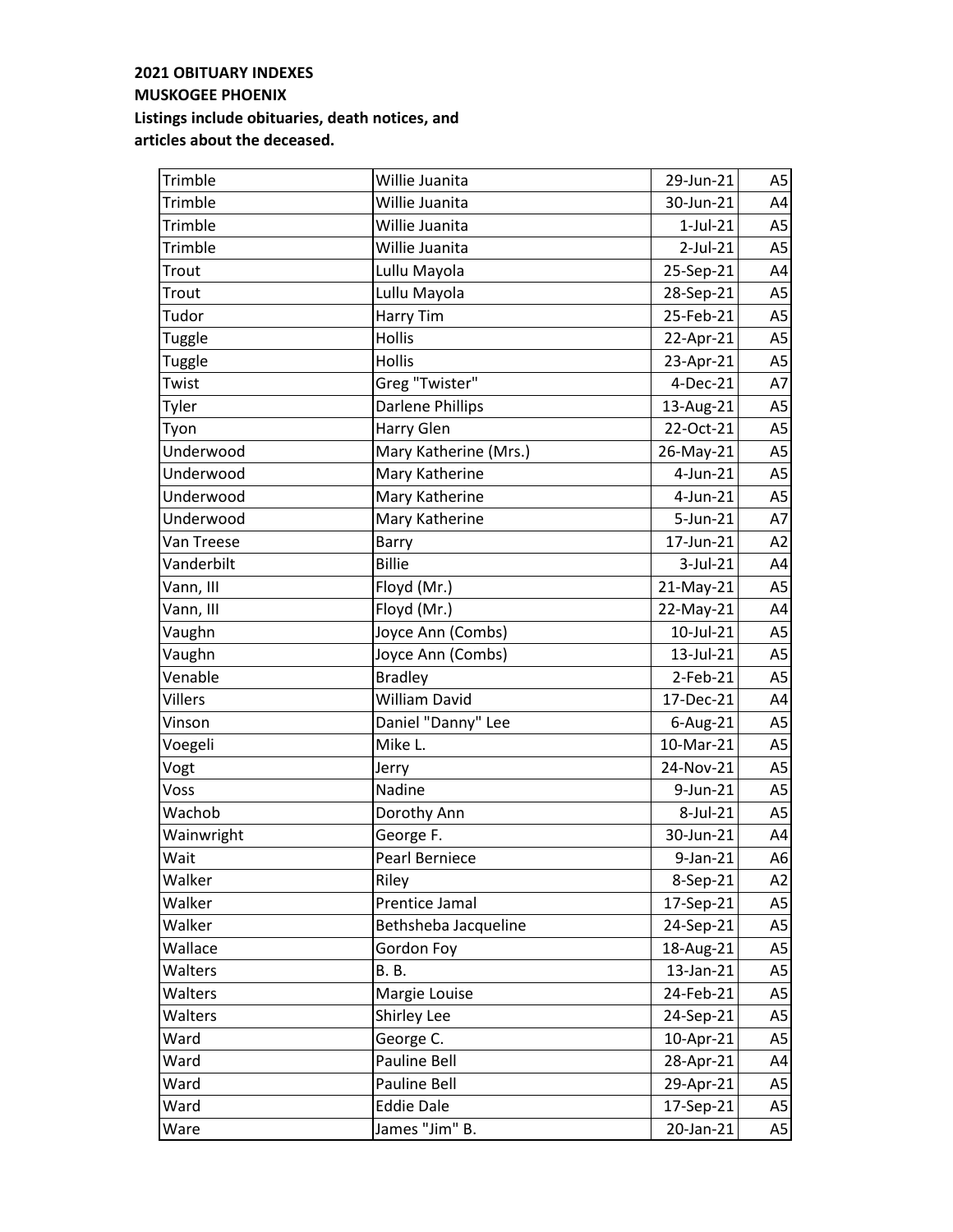**2021 OBITUARY INDEXES**
**MUSKOGEE PHOENIX**
**Listings include obituaries, death notices, and articles about the deceased.**

| | | | |
|---|---|---|---|
| Trimble | Willie Juanita | 29-Jun-21 | A5 |
| Trimble | Willie Juanita | 30-Jun-21 | A4 |
| Trimble | Willie Juanita | 1-Jul-21 | A5 |
| Trimble | Willie Juanita | 2-Jul-21 | A5 |
| Trout | Lullu Mayola | 25-Sep-21 | A4 |
| Trout | Lullu Mayola | 28-Sep-21 | A5 |
| Tudor | Harry Tim | 25-Feb-21 | A5 |
| Tuggle | Hollis | 22-Apr-21 | A5 |
| Tuggle | Hollis | 23-Apr-21 | A5 |
| Twist | Greg "Twister" | 4-Dec-21 | A7 |
| Tyler | Darlene Phillips | 13-Aug-21 | A5 |
| Tyon | Harry Glen | 22-Oct-21 | A5 |
| Underwood | Mary Katherine (Mrs.) | 26-May-21 | A5 |
| Underwood | Mary Katherine | 4-Jun-21 | A5 |
| Underwood | Mary Katherine | 4-Jun-21 | A5 |
| Underwood | Mary Katherine | 5-Jun-21 | A7 |
| Van Treese | Barry | 17-Jun-21 | A2 |
| Vanderbilt | Billie | 3-Jul-21 | A4 |
| Vann, III | Floyd (Mr.) | 21-May-21 | A5 |
| Vann, III | Floyd (Mr.) | 22-May-21 | A4 |
| Vaughn | Joyce Ann (Combs) | 10-Jul-21 | A5 |
| Vaughn | Joyce Ann (Combs) | 13-Jul-21 | A5 |
| Venable | Bradley | 2-Feb-21 | A5 |
| Villers | William David | 17-Dec-21 | A4 |
| Vinson | Daniel "Danny" Lee | 6-Aug-21 | A5 |
| Voegeli | Mike L. | 10-Mar-21 | A5 |
| Vogt | Jerry | 24-Nov-21 | A5 |
| Voss | Nadine | 9-Jun-21 | A5 |
| Wachob | Dorothy Ann | 8-Jul-21 | A5 |
| Wainwright | George F. | 30-Jun-21 | A4 |
| Wait | Pearl Berniece | 9-Jan-21 | A6 |
| Walker | Riley | 8-Sep-21 | A2 |
| Walker | Prentice Jamal | 17-Sep-21 | A5 |
| Walker | Bethsheba Jacqueline | 24-Sep-21 | A5 |
| Wallace | Gordon Foy | 18-Aug-21 | A5 |
| Walters | B. B. | 13-Jan-21 | A5 |
| Walters | Margie Louise | 24-Feb-21 | A5 |
| Walters | Shirley Lee | 24-Sep-21 | A5 |
| Ward | George C. | 10-Apr-21 | A5 |
| Ward | Pauline Bell | 28-Apr-21 | A4 |
| Ward | Pauline Bell | 29-Apr-21 | A5 |
| Ward | Eddie Dale | 17-Sep-21 | A5 |
| Ware | James "Jim" B. | 20-Jan-21 | A5 |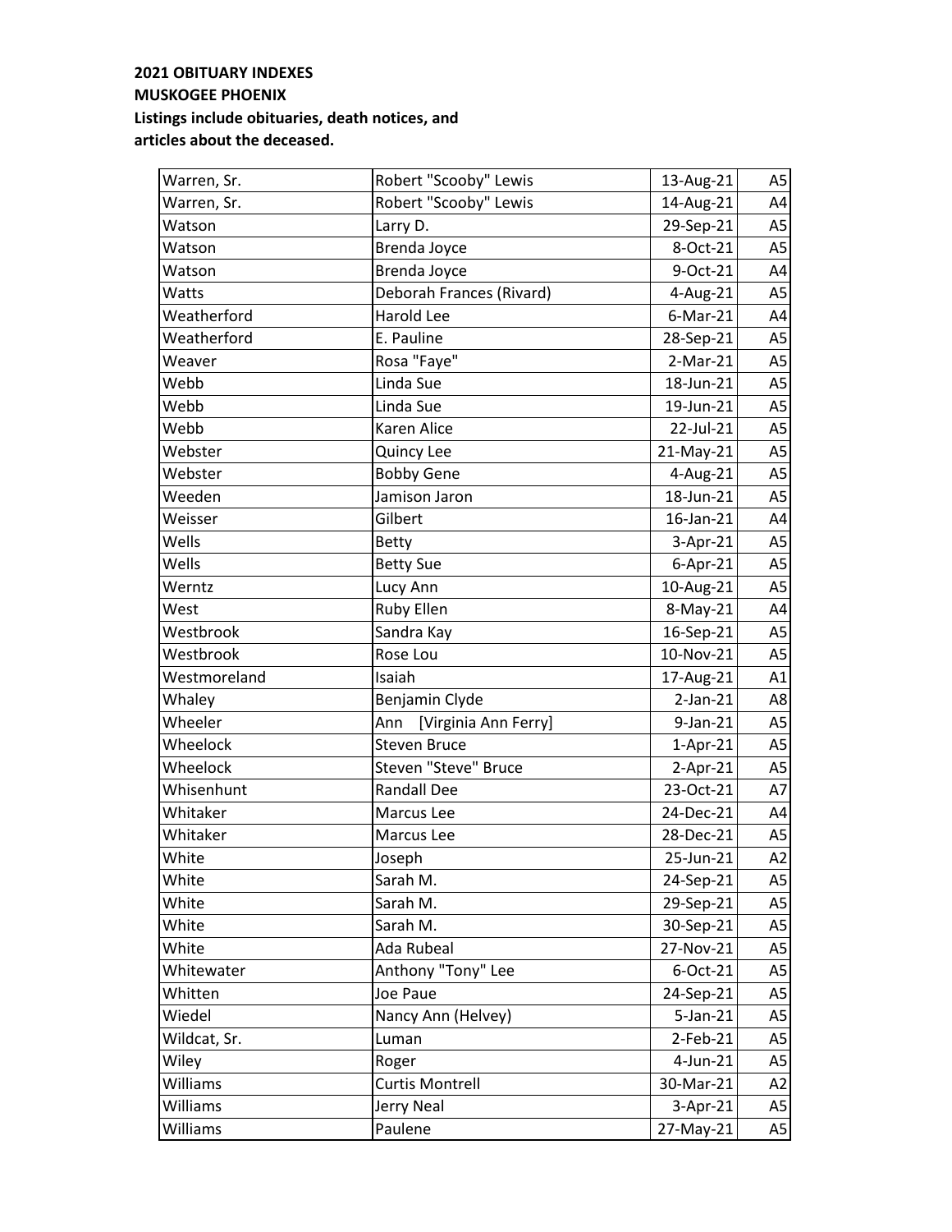**2021 OBITUARY INDEXES**
**MUSKOGEE PHOENIX**
**Listings include obituaries, death notices, and articles about the deceased.**

| | | | |
|---|---|---|---|
| Warren, Sr. | Robert "Scooby" Lewis | 13-Aug-21 | A5 |
| Warren, Sr. | Robert "Scooby" Lewis | 14-Aug-21 | A4 |
| Watson | Larry D. | 29-Sep-21 | A5 |
| Watson | Brenda Joyce | 8-Oct-21 | A5 |
| Watson | Brenda Joyce | 9-Oct-21 | A4 |
| Watts | Deborah Frances (Rivard) | 4-Aug-21 | A5 |
| Weatherford | Harold Lee | 6-Mar-21 | A4 |
| Weatherford | E. Pauline | 28-Sep-21 | A5 |
| Weaver | Rosa "Faye" | 2-Mar-21 | A5 |
| Webb | Linda Sue | 18-Jun-21 | A5 |
| Webb | Linda Sue | 19-Jun-21 | A5 |
| Webb | Karen Alice | 22-Jul-21 | A5 |
| Webster | Quincy Lee | 21-May-21 | A5 |
| Webster | Bobby Gene | 4-Aug-21 | A5 |
| Weeden | Jamison Jaron | 18-Jun-21 | A5 |
| Weisser | Gilbert | 16-Jan-21 | A4 |
| Wells | Betty | 3-Apr-21 | A5 |
| Wells | Betty Sue | 6-Apr-21 | A5 |
| Werntz | Lucy Ann | 10-Aug-21 | A5 |
| West | Ruby Ellen | 8-May-21 | A4 |
| Westbrook | Sandra Kay | 16-Sep-21 | A5 |
| Westbrook | Rose Lou | 10-Nov-21 | A5 |
| Westmoreland | Isaiah | 17-Aug-21 | A1 |
| Whaley | Benjamin Clyde | 2-Jan-21 | A8 |
| Wheeler | Ann [Virginia Ann Ferry] | 9-Jan-21 | A5 |
| Wheelock | Steven Bruce | 1-Apr-21 | A5 |
| Wheelock | Steven "Steve" Bruce | 2-Apr-21 | A5 |
| Whisenhunt | Randall Dee | 23-Oct-21 | A7 |
| Whitaker | Marcus Lee | 24-Dec-21 | A4 |
| Whitaker | Marcus Lee | 28-Dec-21 | A5 |
| White | Joseph | 25-Jun-21 | A2 |
| White | Sarah M. | 24-Sep-21 | A5 |
| White | Sarah M. | 29-Sep-21 | A5 |
| White | Sarah M. | 30-Sep-21 | A5 |
| White | Ada Rubeal | 27-Nov-21 | A5 |
| Whitewater | Anthony "Tony" Lee | 6-Oct-21 | A5 |
| Whitten | Joe Paue | 24-Sep-21 | A5 |
| Wiedel | Nancy Ann (Helvey) | 5-Jan-21 | A5 |
| Wildcat, Sr. | Luman | 2-Feb-21 | A5 |
| Wiley | Roger | 4-Jun-21 | A5 |
| Williams | Curtis Montrell | 30-Mar-21 | A2 |
| Williams | Jerry Neal | 3-Apr-21 | A5 |
| Williams | Paulene | 27-May-21 | A5 |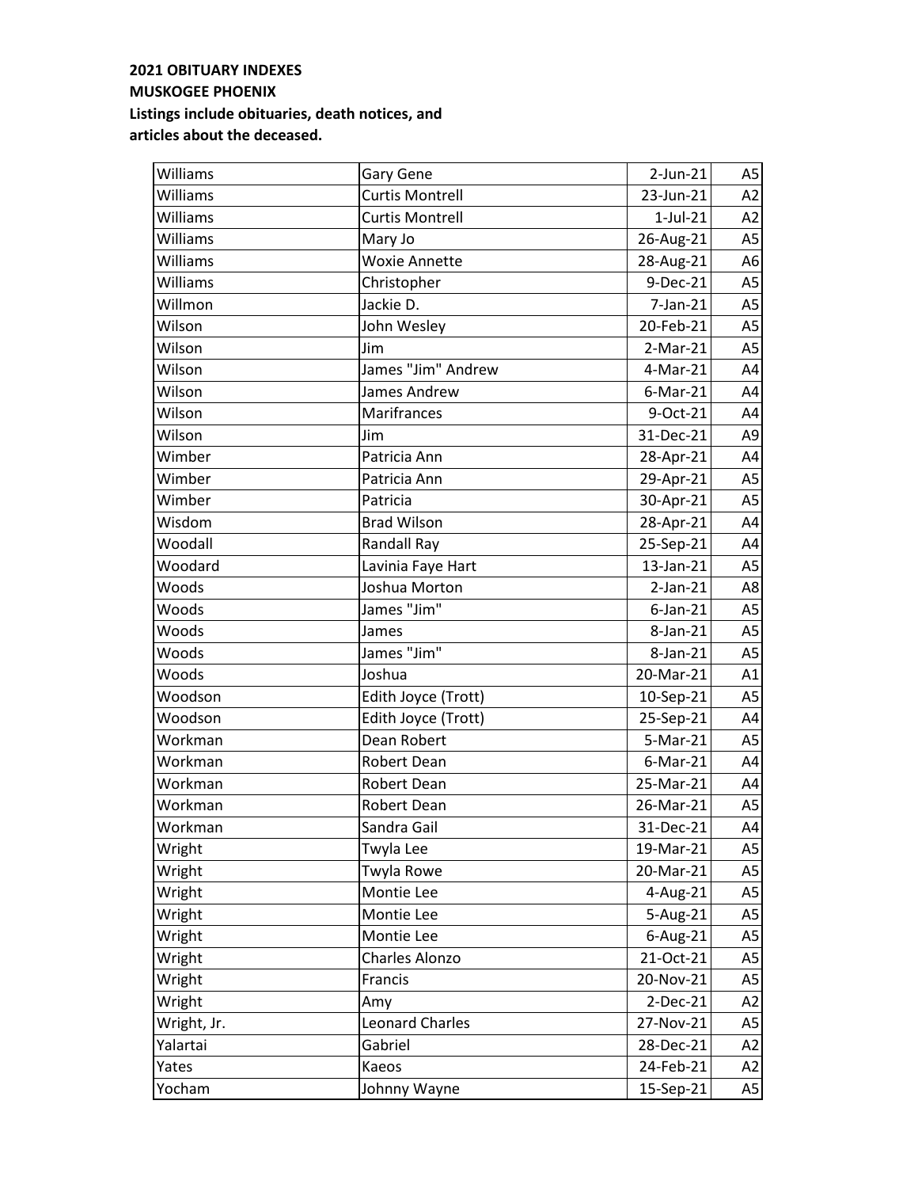**2021 OBITUARY INDEXES**
**MUSKOGEE PHOENIX**
**Listings include obituaries, death notices, and articles about the deceased.**

| | | | |
|---|---|---|---|
| Williams | Gary Gene | 2-Jun-21 | A5 |
| Williams | Curtis Montrell | 23-Jun-21 | A2 |
| Williams | Curtis Montrell | 1-Jul-21 | A2 |
| Williams | Mary Jo | 26-Aug-21 | A5 |
| Williams | Woxie Annette | 28-Aug-21 | A6 |
| Williams | Christopher | 9-Dec-21 | A5 |
| Willmon | Jackie D. | 7-Jan-21 | A5 |
| Wilson | John Wesley | 20-Feb-21 | A5 |
| Wilson | Jim | 2-Mar-21 | A5 |
| Wilson | James "Jim" Andrew | 4-Mar-21 | A4 |
| Wilson | James Andrew | 6-Mar-21 | A4 |
| Wilson | Marifrances | 9-Oct-21 | A4 |
| Wilson | Jim | 31-Dec-21 | A9 |
| Wimber | Patricia Ann | 28-Apr-21 | A4 |
| Wimber | Patricia Ann | 29-Apr-21 | A5 |
| Wimber | Patricia | 30-Apr-21 | A5 |
| Wisdom | Brad Wilson | 28-Apr-21 | A4 |
| Woodall | Randall Ray | 25-Sep-21 | A4 |
| Woodard | Lavinia Faye Hart | 13-Jan-21 | A5 |
| Woods | Joshua Morton | 2-Jan-21 | A8 |
| Woods | James "Jim" | 6-Jan-21 | A5 |
| Woods | James | 8-Jan-21 | A5 |
| Woods | James "Jim" | 8-Jan-21 | A5 |
| Woods | Joshua | 20-Mar-21 | A1 |
| Woodson | Edith Joyce (Trott) | 10-Sep-21 | A5 |
| Woodson | Edith Joyce (Trott) | 25-Sep-21 | A4 |
| Workman | Dean Robert | 5-Mar-21 | A5 |
| Workman | Robert Dean | 6-Mar-21 | A4 |
| Workman | Robert Dean | 25-Mar-21 | A4 |
| Workman | Robert Dean | 26-Mar-21 | A5 |
| Workman | Sandra Gail | 31-Dec-21 | A4 |
| Wright | Twyla Lee | 19-Mar-21 | A5 |
| Wright | Twyla Rowe | 20-Mar-21 | A5 |
| Wright | Montie Lee | 4-Aug-21 | A5 |
| Wright | Montie Lee | 5-Aug-21 | A5 |
| Wright | Montie Lee | 6-Aug-21 | A5 |
| Wright | Charles Alonzo | 21-Oct-21 | A5 |
| Wright | Francis | 20-Nov-21 | A5 |
| Wright | Amy | 2-Dec-21 | A2 |
| Wright, Jr. | Leonard Charles | 27-Nov-21 | A5 |
| Yalartai | Gabriel | 28-Dec-21 | A2 |
| Yates | Kaeos | 24-Feb-21 | A2 |
| Yocham | Johnny Wayne | 15-Sep-21 | A5 |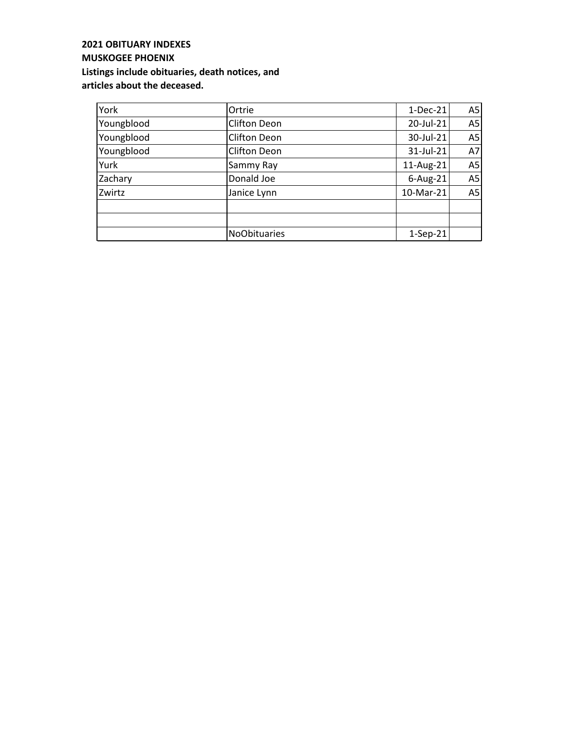**2021 OBITUARY INDEXES**
**MUSKOGEE PHOENIX**
**Listings include obituaries, death notices, and articles about the deceased.**

| | | | |
|---|---|---|---|
| York | Ortrie | 1-Dec-21 | A5 |
| Youngblood | Clifton Deon | 20-Jul-21 | A5 |
| Youngblood | Clifton Deon | 30-Jul-21 | A5 |
| Youngblood | Clifton Deon | 31-Jul-21 | A7 |
| Yurk | Sammy Ray | 11-Aug-21 | A5 |
| Zachary | Donald Joe | 6-Aug-21 | A5 |
| Zwirtz | Janice Lynn | 10-Mar-21 | A5 |
| | | | |
| | | | |
| | NoObituaries | 1-Sep-21 | |